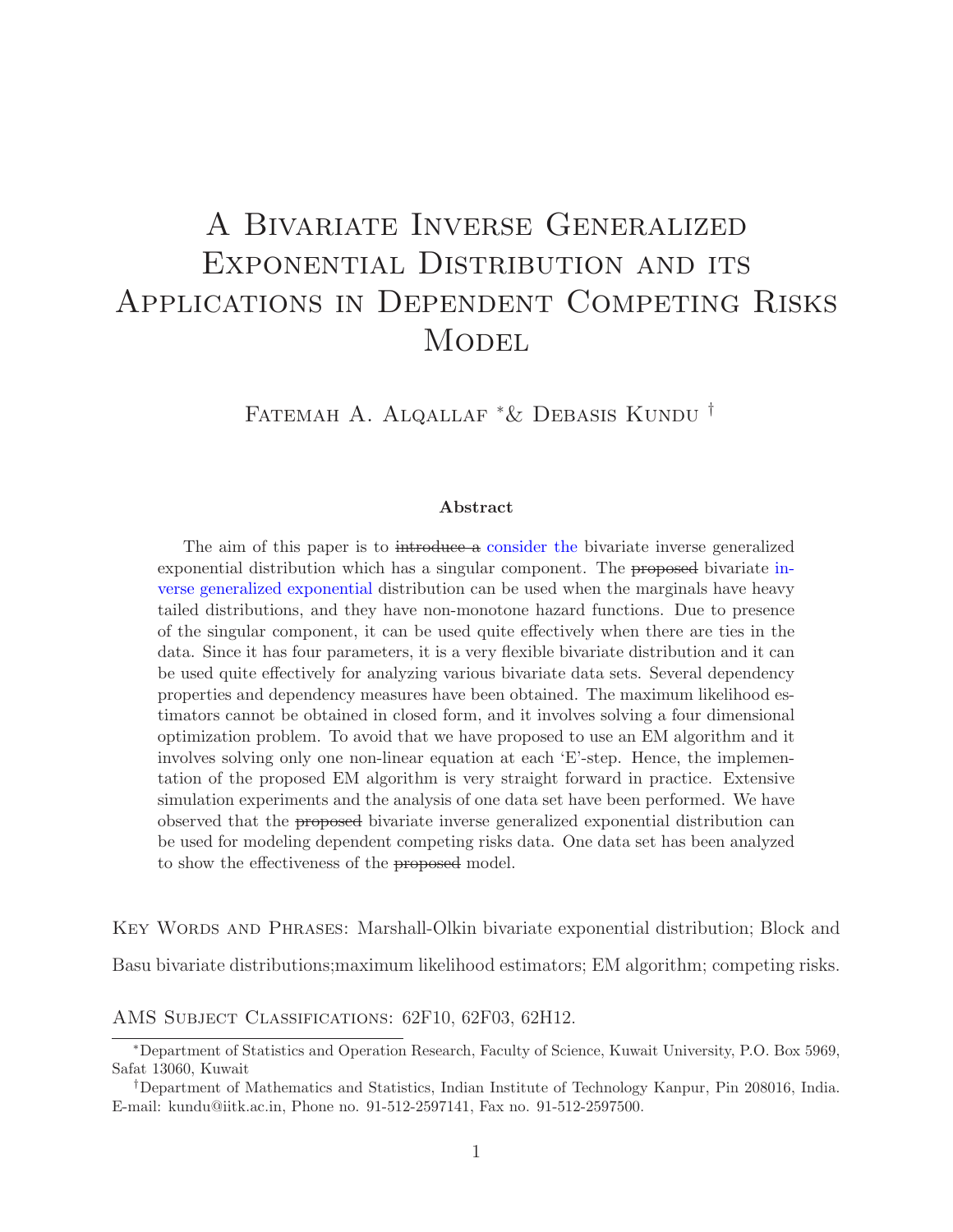# A Bivariate Inverse Generalized Exponential Distribution and its Applications in Dependent Competing Risks Model

Fatemah A. Alqallaf [*]& Debasis Kundu [†]

### Abstract

The aim of this paper is to ~~introduce a~~ consider the bivariate inverse generalized exponential distribution which has a singular component. The ~~proposed~~ bivariate inverse generalized exponential distribution can be used when the marginals have heavy tailed distributions, and they have non-monotone hazard functions. Due to presence of the singular component, it can be used quite effectively when there are ties in the data. Since it has four parameters, it is a very flexible bivariate distribution and it can be used quite effectively for analyzing various bivariate data sets. Several dependency properties and dependency measures have been obtained. The maximum likelihood estimators cannot be obtained in closed form, and it involves solving a four dimensional optimization problem. To avoid that we have proposed to use an EM algorithm and it involves solving only one non-linear equation at each 'E'-step. Hence, the implementation of the proposed EM algorithm is very straight forward in practice. Extensive simulation experiments and the analysis of one data set have been performed. We have observed that the ~~proposed~~ bivariate inverse generalized exponential distribution can be used for modeling dependent competing risks data. One data set has been analyzed to show the effectiveness of the ~~proposed~~ model.

Key Words and Phrases: Marshall-Olkin bivariate exponential distribution; Block and Basu bivariate distributions;maximum likelihood estimators; EM algorithm; competing risks.

AMS Subject Classifications: 62F10, 62F03, 62H12.

[*]Department of Statistics and Operation Research, Faculty of Science, Kuwait University, P.O. Box 5969, Safat 13060, Kuwait

[†]Department of Mathematics and Statistics, Indian Institute of Technology Kanpur, Pin 208016, India. E-mail: kundu@iitk.ac.in, Phone no. 91-512-2597141, Fax no. 91-512-2597500.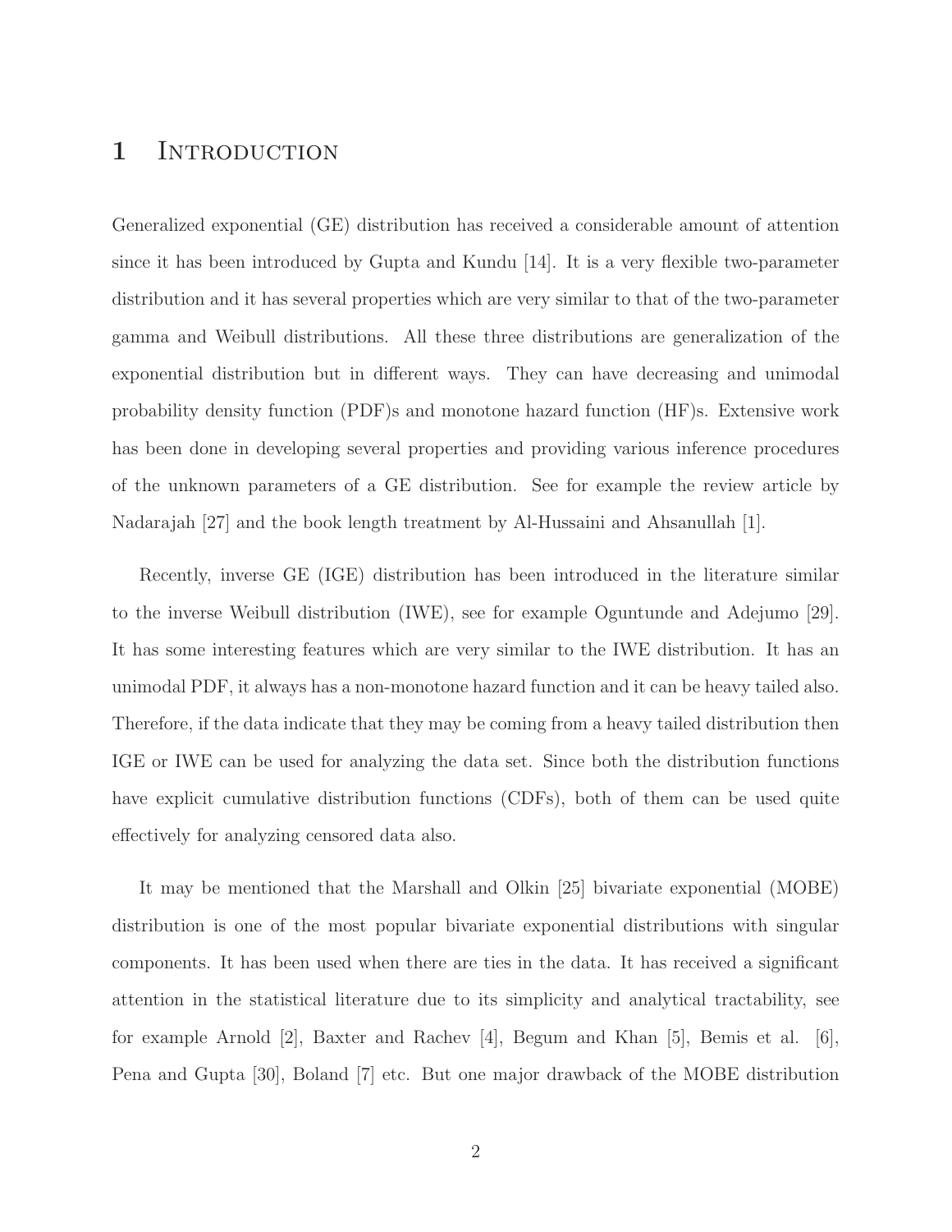# 1 Introduction

Generalized exponential (GE) distribution has received a considerable amount of attention since it has been introduced by Gupta and Kundu [14]. It is a very flexible two-parameter distribution and it has several properties which are very similar to that of the two-parameter gamma and Weibull distributions. All these three distributions are generalization of the exponential distribution but in different ways. They can have decreasing and unimodal probability density function (PDF)s and monotone hazard function (HF)s. Extensive work has been done in developing several properties and providing various inference procedures of the unknown parameters of a GE distribution. See for example the review article by Nadarajah [27] and the book length treatment by Al-Hussaini and Ahsanullah [1].

Recently, inverse GE (IGE) distribution has been introduced in the literature similar to the inverse Weibull distribution (IWE), see for example Oguntunde and Adejumo [29]. It has some interesting features which are very similar to the IWE distribution. It has an unimodal PDF, it always has a non-monotone hazard function and it can be heavy tailed also. Therefore, if the data indicate that they may be coming from a heavy tailed distribution then IGE or IWE can be used for analyzing the data set. Since both the distribution functions have explicit cumulative distribution functions (CDFs), both of them can be used quite effectively for analyzing censored data also.

It may be mentioned that the Marshall and Olkin [25] bivariate exponential (MOBE) distribution is one of the most popular bivariate exponential distributions with singular components. It has been used when there are ties in the data. It has received a significant attention in the statistical literature due to its simplicity and analytical tractability, see for example Arnold [2], Baxter and Rachev [4], Begum and Khan [5], Bemis et al. [6], Pena and Gupta [30], Boland [7] etc. But one major drawback of the MOBE distribution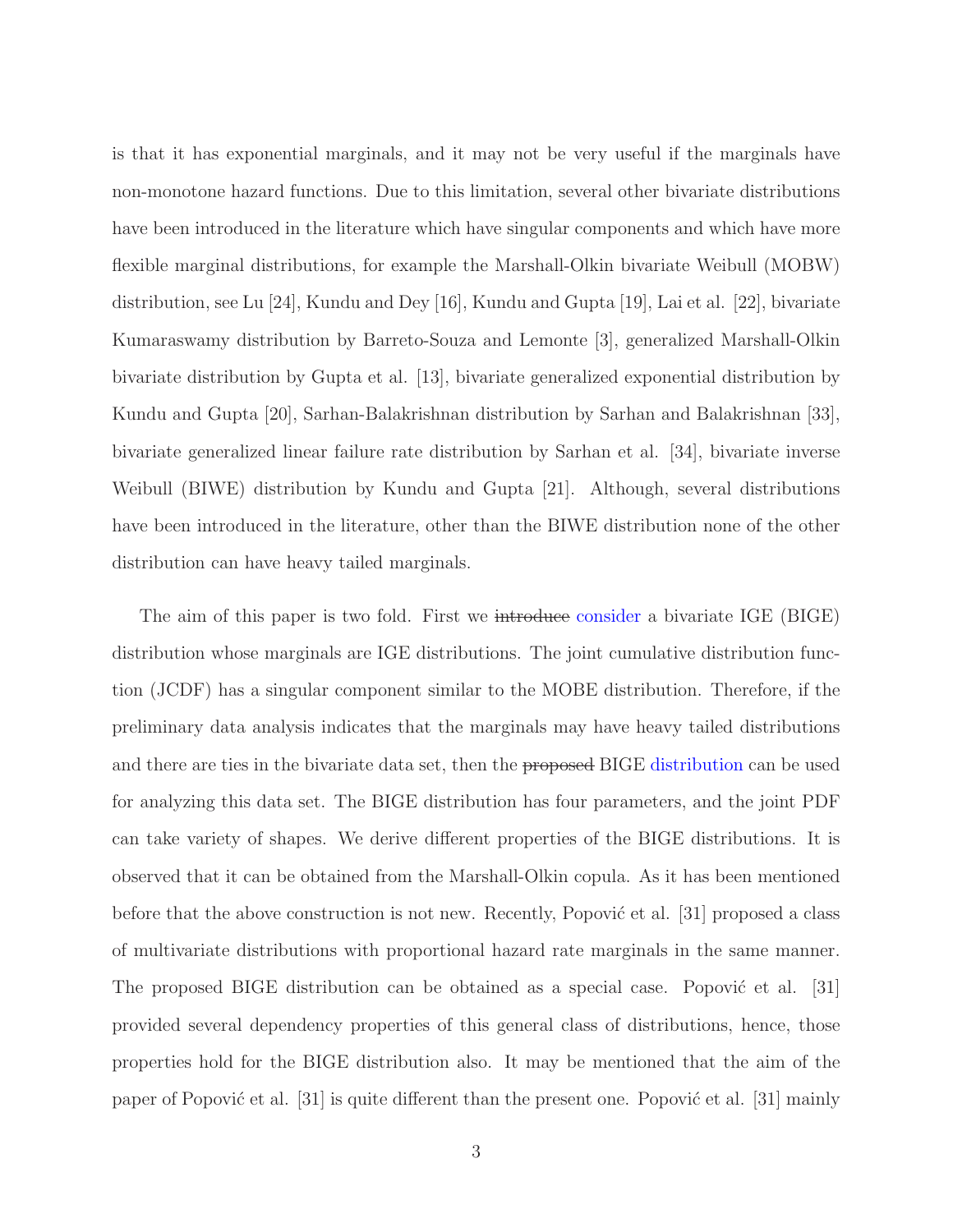is that it has exponential marginals, and it may not be very useful if the marginals have non-monotone hazard functions. Due to this limitation, several other bivariate distributions have been introduced in the literature which have singular components and which have more flexible marginal distributions, for example the Marshall-Olkin bivariate Weibull (MOBW) distribution, see Lu [24], Kundu and Dey [16], Kundu and Gupta [19], Lai et al. [22], bivariate Kumaraswamy distribution by Barreto-Souza and Lemonte [3], generalized Marshall-Olkin bivariate distribution by Gupta et al. [13], bivariate generalized exponential distribution by Kundu and Gupta [20], Sarhan-Balakrishnan distribution by Sarhan and Balakrishnan [33], bivariate generalized linear failure rate distribution by Sarhan et al. [34], bivariate inverse Weibull (BIWE) distribution by Kundu and Gupta [21]. Although, several distributions have been introduced in the literature, other than the BIWE distribution none of the other distribution can have heavy tailed marginals.

The aim of this paper is two fold. First we ~~introduce~~ consider a bivariate IGE (BIGE) distribution whose marginals are IGE distributions. The joint cumulative distribution function (JCDF) has a singular component similar to the MOBE distribution. Therefore, if the preliminary data analysis indicates that the marginals may have heavy tailed distributions and there are ties in the bivariate data set, then the ~~proposed~~ BIGE distribution can be used for analyzing this data set. The BIGE distribution has four parameters, and the joint PDF can take variety of shapes. We derive different properties of the BIGE distributions. It is observed that it can be obtained from the Marshall-Olkin copula. As it has been mentioned before that the above construction is not new. Recently, Popović et al. [31] proposed a class of multivariate distributions with proportional hazard rate marginals in the same manner. The proposed BIGE distribution can be obtained as a special case. Popović et al. [31] provided several dependency properties of this general class of distributions, hence, those properties hold for the BIGE distribution also. It may be mentioned that the aim of the paper of Popović et al. [31] is quite different than the present one. Popović et al. [31] mainly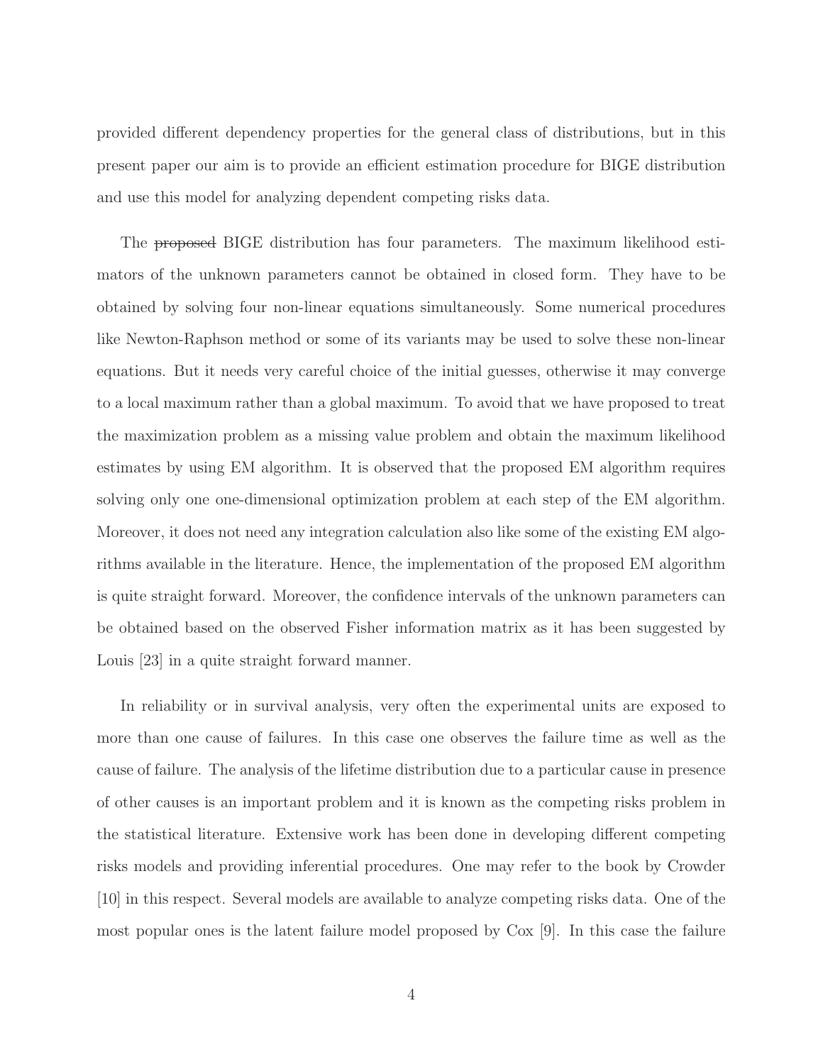provided different dependency properties for the general class of distributions, but in this present paper our aim is to provide an efficient estimation procedure for BIGE distribution and use this model for analyzing dependent competing risks data.

The ~~proposed~~ BIGE distribution has four parameters. The maximum likelihood estimators of the unknown parameters cannot be obtained in closed form. They have to be obtained by solving four non-linear equations simultaneously. Some numerical procedures like Newton-Raphson method or some of its variants may be used to solve these non-linear equations. But it needs very careful choice of the initial guesses, otherwise it may converge to a local maximum rather than a global maximum. To avoid that we have proposed to treat the maximization problem as a missing value problem and obtain the maximum likelihood estimates by using EM algorithm. It is observed that the proposed EM algorithm requires solving only one one-dimensional optimization problem at each step of the EM algorithm. Moreover, it does not need any integration calculation also like some of the existing EM algorithms available in the literature. Hence, the implementation of the proposed EM algorithm is quite straight forward. Moreover, the confidence intervals of the unknown parameters can be obtained based on the observed Fisher information matrix as it has been suggested by Louis [23] in a quite straight forward manner.

In reliability or in survival analysis, very often the experimental units are exposed to more than one cause of failures. In this case one observes the failure time as well as the cause of failure. The analysis of the lifetime distribution due to a particular cause in presence of other causes is an important problem and it is known as the competing risks problem in the statistical literature. Extensive work has been done in developing different competing risks models and providing inferential procedures. One may refer to the book by Crowder [10] in this respect. Several models are available to analyze competing risks data. One of the most popular ones is the latent failure model proposed by Cox [9]. In this case the failure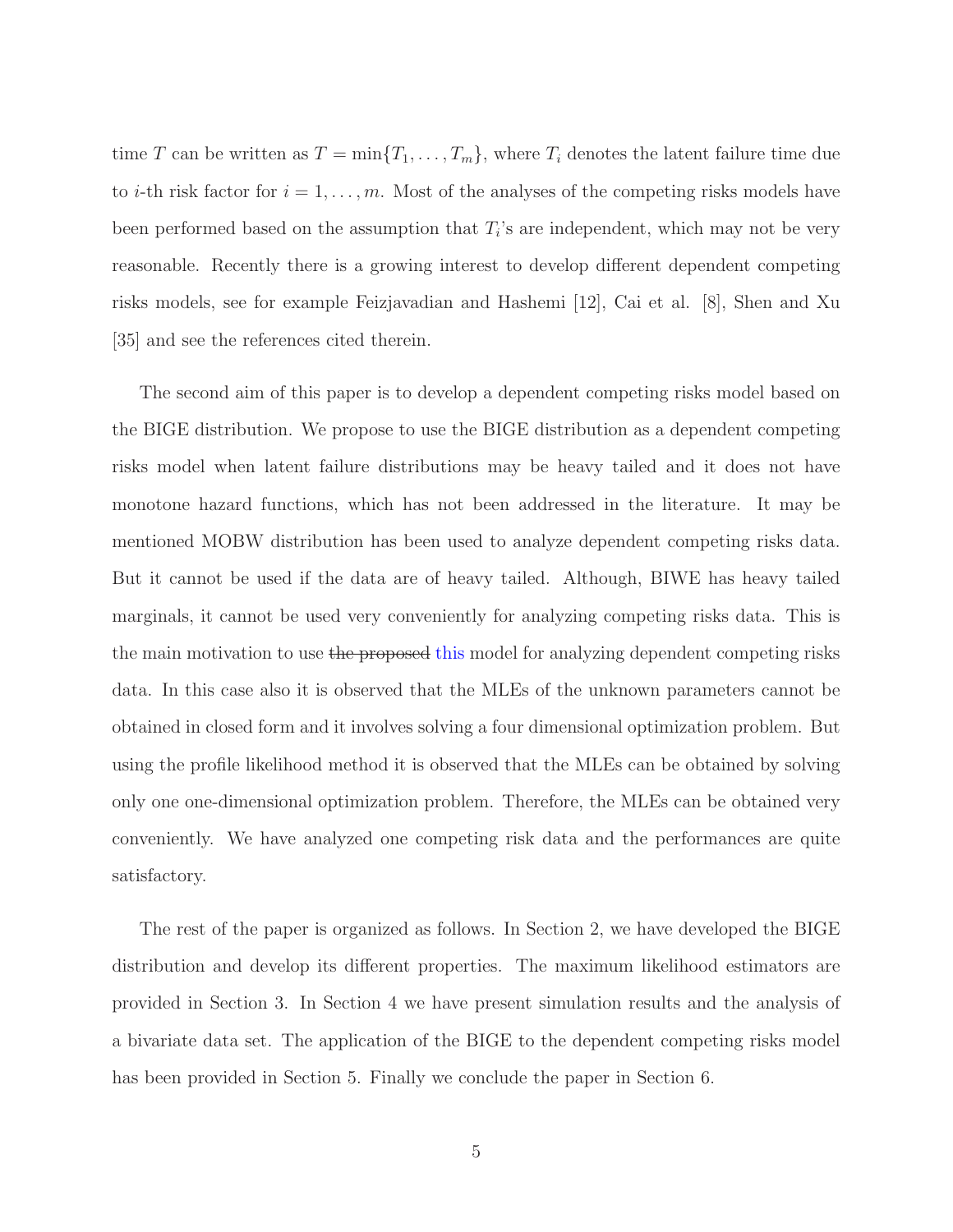time $T$ can be written as $T = \min\{T_1, \ldots, T_m\}$, where $T_i$ denotes the latent failure time due to $i$-th risk factor for $i = 1, \ldots, m$. Most of the analyses of the competing risks models have been performed based on the assumption that $T_i$'s are independent, which may not be very reasonable. Recently there is a growing interest to develop different dependent competing risks models, see for example Feizjavadian and Hashemi [12], Cai et al. [8], Shen and Xu [35] and see the references cited therein.

The second aim of this paper is to develop a dependent competing risks model based on the BIGE distribution. We propose to use the BIGE distribution as a dependent competing risks model when latent failure distributions may be heavy tailed and it does not have monotone hazard functions, which has not been addressed in the literature. It may be mentioned MOBW distribution has been used to analyze dependent competing risks data. But it cannot be used if the data are of heavy tailed. Although, BIWE has heavy tailed marginals, it cannot be used very conveniently for analyzing competing risks data. This is the main motivation to use ~~the proposed~~ this model for analyzing dependent competing risks data. In this case also it is observed that the MLEs of the unknown parameters cannot be obtained in closed form and it involves solving a four dimensional optimization problem. But using the profile likelihood method it is observed that the MLEs can be obtained by solving only one one-dimensional optimization problem. Therefore, the MLEs can be obtained very conveniently. We have analyzed one competing risk data and the performances are quite satisfactory.

The rest of the paper is organized as follows. In Section 2, we have developed the BIGE distribution and develop its different properties. The maximum likelihood estimators are provided in Section 3. In Section 4 we have present simulation results and the analysis of a bivariate data set. The application of the BIGE to the dependent competing risks model has been provided in Section 5. Finally we conclude the paper in Section 6.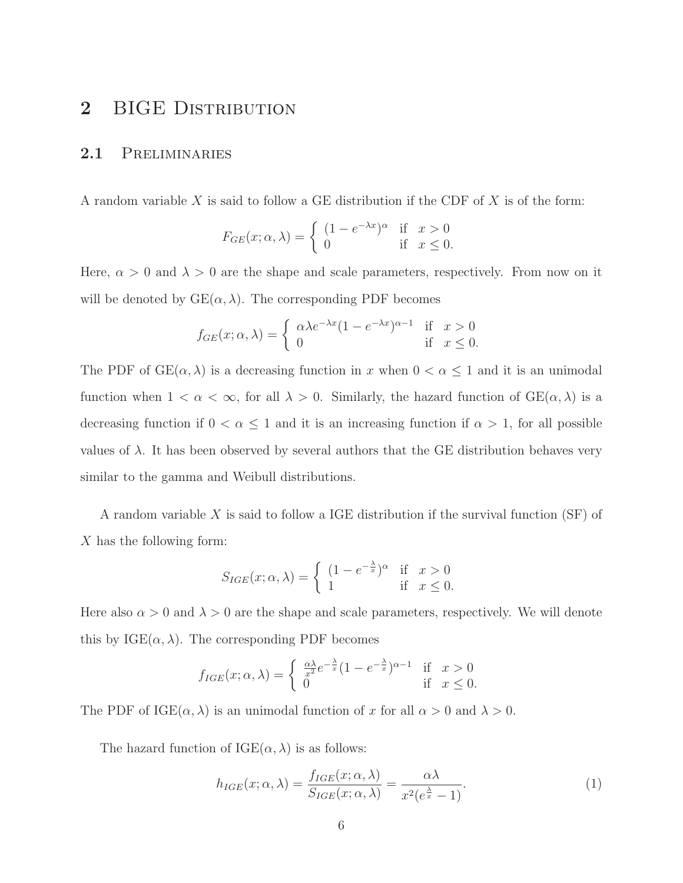# 2 BIGE Distribution

## 2.1 Preliminaries

A random variable $X$ is said to follow a GE distribution if the CDF of $X$ is of the form:

$$F_{GE}(x;\alpha,\lambda) = \begin{cases} (1-e^{-\lambda x})^{\alpha} & \text{if} \quad x > 0 \\ 0 & \text{if} \quad x \leq 0. \end{cases}$$

Here, $\alpha > 0$ and $\lambda > 0$ are the shape and scale parameters, respectively. From now on it will be denoted by GE$(\alpha, \lambda)$. The corresponding PDF becomes

$$f_{GE}(x;\alpha,\lambda) = \begin{cases} \alpha\lambda e^{-\lambda x}(1-e^{-\lambda x})^{\alpha-1} & \text{if} \quad x > 0 \\ 0 & \text{if} \quad x \leq 0. \end{cases}$$

The PDF of GE$(\alpha, \lambda)$ is a decreasing function in $x$ when $0 < \alpha \leq 1$ and it is an unimodal function when $1 < \alpha < \infty$, for all $\lambda > 0$. Similarly, the hazard function of GE$(\alpha, \lambda)$ is a decreasing function if $0 < \alpha \leq 1$ and it is an increasing function if $\alpha > 1$, for all possible values of $\lambda$. It has been observed by several authors that the GE distribution behaves very similar to the gamma and Weibull distributions.

A random variable $X$ is said to follow a IGE distribution if the survival function (SF) of $X$ has the following form:

$$S_{IGE}(x;\alpha,\lambda) = \begin{cases} (1-e^{-\frac{\lambda}{x}})^{\alpha} & \text{if} \quad x > 0 \\ 1 & \text{if} \quad x \leq 0. \end{cases}$$

Here also $\alpha > 0$ and $\lambda > 0$ are the shape and scale parameters, respectively. We will denote this by IGE$(\alpha, \lambda)$. The corresponding PDF becomes

$$f_{IGE}(x;\alpha,\lambda) = \begin{cases} \frac{\alpha\lambda}{x^2} e^{-\frac{\lambda}{x}}(1-e^{-\frac{\lambda}{x}})^{\alpha-1} & \text{if} \quad x > 0 \\ 0 & \text{if} \quad x \leq 0. \end{cases}$$

The PDF of IGE$(\alpha, \lambda)$ is an unimodal function of $x$ for all $\alpha > 0$ and $\lambda > 0$.

The hazard function of IGE$(\alpha, \lambda)$ is as follows:

$$h_{IGE}(x;\alpha,\lambda) = \frac{f_{IGE}(x;\alpha,\lambda)}{S_{IGE}(x;\alpha,\lambda)} = \frac{\alpha\lambda}{x^2(e^{\frac{\lambda}{x}}-1)}. \tag{1}$$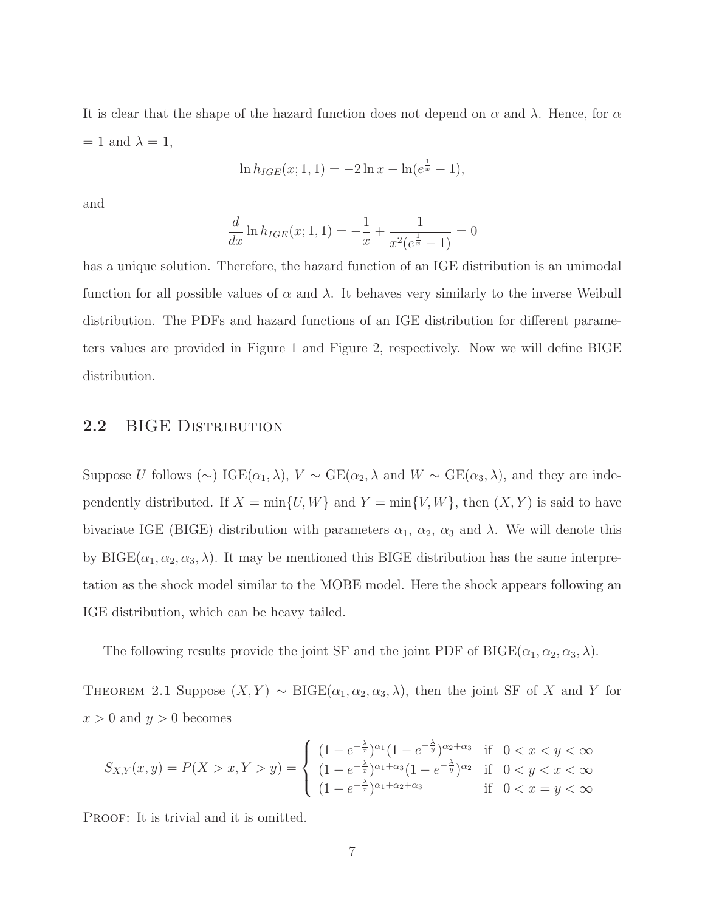It is clear that the shape of the hazard function does not depend on $\alpha$ and $\lambda$. Hence, for $\alpha = 1$ and $\lambda = 1$,

$$\ln h_{IGE}(x; 1, 1) = -2\ln x - \ln(e^{\frac{1}{x}} - 1),$$

and

$$\frac{d}{dx}\ln h_{IGE}(x; 1, 1) = -\frac{1}{x} + \frac{1}{x^2(e^{\frac{1}{x}} - 1)} = 0$$

has a unique solution. Therefore, the hazard function of an IGE distribution is an unimodal function for all possible values of $\alpha$ and $\lambda$. It behaves very similarly to the inverse Weibull distribution. The PDFs and hazard functions of an IGE distribution for different parameters values are provided in Figure 1 and Figure 2, respectively. Now we will define BIGE distribution.

## 2.2 BIGE Distribution

Suppose $U$ follows ($\sim$) IGE$(\alpha_1, \lambda)$, $V \sim$ GE$(\alpha_2, \lambda$ and $W \sim$ GE$(\alpha_3, \lambda)$, and they are independently distributed. If $X = \min\{U, W\}$ and $Y = \min\{V, W\}$, then $(X, Y)$ is said to have bivariate IGE (BIGE) distribution with parameters $\alpha_1$, $\alpha_2$, $\alpha_3$ and $\lambda$. We will denote this by BIGE$(\alpha_1, \alpha_2, \alpha_3, \lambda)$. It may be mentioned this BIGE distribution has the same interpretation as the shock model similar to the MOBE model. Here the shock appears following an IGE distribution, which can be heavy tailed.

The following results provide the joint SF and the joint PDF of BIGE$(\alpha_1, \alpha_2, \alpha_3, \lambda)$.

Theorem 2.1 Suppose $(X, Y) \sim$ BIGE$(\alpha_1, \alpha_2, \alpha_3, \lambda)$, then the joint SF of $X$ and $Y$ for $x > 0$ and $y > 0$ becomes

$$S_{X,Y}(x, y) = P(X > x, Y > y) = \begin{cases} (1 - e^{-\frac{\lambda}{x}})^{\alpha_1}(1 - e^{-\frac{\lambda}{y}})^{\alpha_2+\alpha_3} & \text{if } \ 0 < x < y < \infty \\ (1 - e^{-\frac{\lambda}{x}})^{\alpha_1+\alpha_3}(1 - e^{-\frac{\lambda}{y}})^{\alpha_2} & \text{if } \ 0 < y < x < \infty \\ (1 - e^{-\frac{\lambda}{x}})^{\alpha_1+\alpha_2+\alpha_3} & \text{if } \ 0 < x = y < \infty \end{cases}$$

Proof: It is trivial and it is omitted.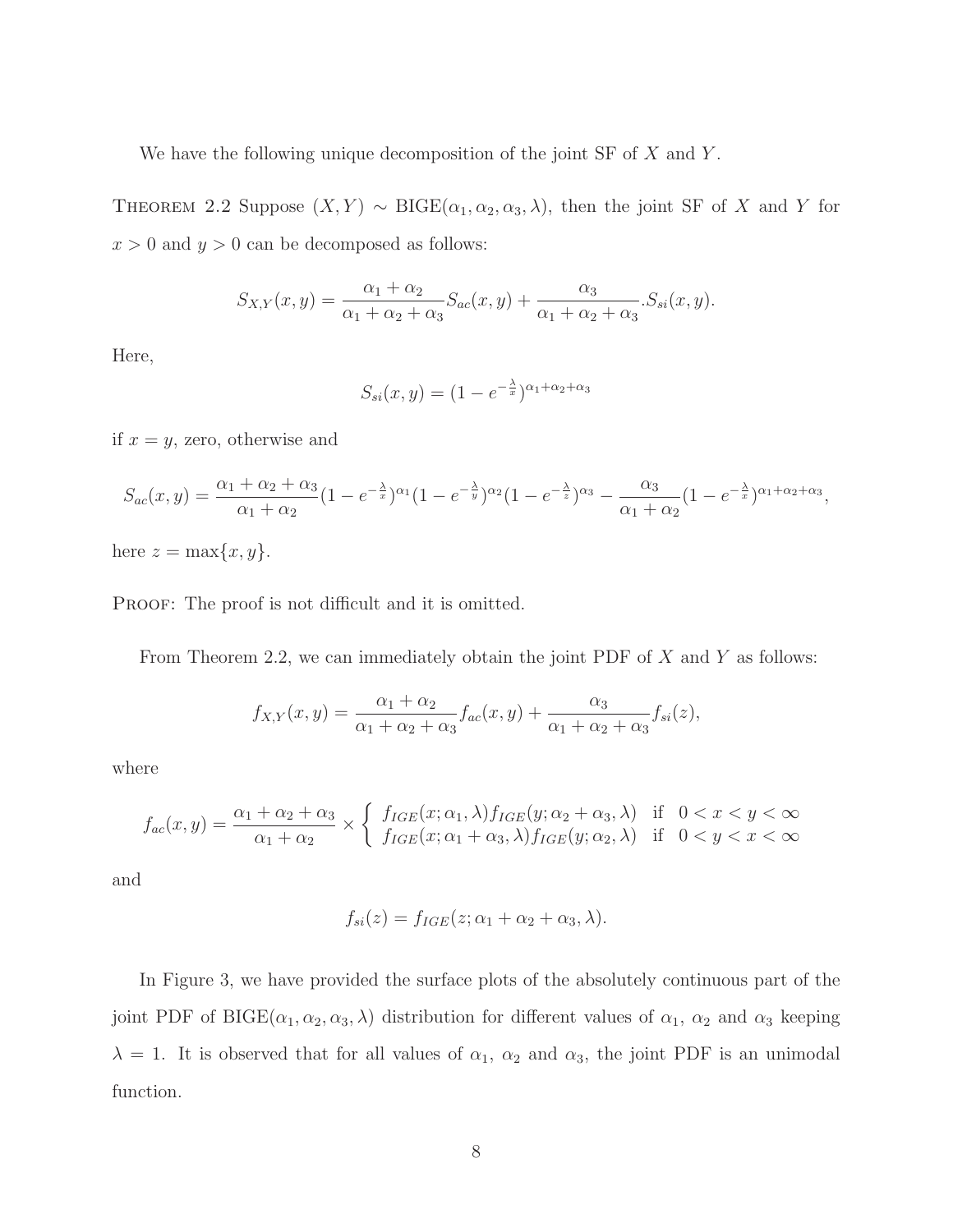We have the following unique decomposition of the joint SF of $X$ and $Y$.

THEOREM 2.2 Suppose $(X,Y) \sim \text{BIGE}(\alpha_1, \alpha_2, \alpha_3, \lambda)$, then the joint SF of $X$ and $Y$ for $x > 0$ and $y > 0$ can be decomposed as follows:

$$S_{X,Y}(x,y) = \frac{\alpha_1 + \alpha_2}{\alpha_1 + \alpha_2 + \alpha_3} S_{ac}(x,y) + \frac{\alpha_3}{\alpha_1 + \alpha_2 + \alpha_3} . S_{si}(x,y).$$

Here,

$$S_{si}(x,y) = (1 - e^{-\frac{\lambda}{x}})^{\alpha_1+\alpha_2+\alpha_3}$$

if $x = y$, zero, otherwise and

$$S_{ac}(x,y) = \frac{\alpha_1+\alpha_2+\alpha_3}{\alpha_1+\alpha_2}(1 - e^{-\frac{\lambda}{x}})^{\alpha_1}(1 - e^{-\frac{\lambda}{y}})^{\alpha_2}(1 - e^{-\frac{\lambda}{z}})^{\alpha_3} - \frac{\alpha_3}{\alpha_1+\alpha_2}(1 - e^{-\frac{\lambda}{x}})^{\alpha_1+\alpha_2+\alpha_3},$$

here $z = \max\{x, y\}$.

PROOF: The proof is not difficult and it is omitted.

From Theorem 2.2, we can immediately obtain the joint PDF of $X$ and $Y$ as follows:

$$f_{X,Y}(x,y) = \frac{\alpha_1 + \alpha_2}{\alpha_1 + \alpha_2 + \alpha_3} f_{ac}(x,y) + \frac{\alpha_3}{\alpha_1 + \alpha_2 + \alpha_3} f_{si}(z),$$

where

$$f_{ac}(x,y) = \frac{\alpha_1+\alpha_2+\alpha_3}{\alpha_1+\alpha_2} \times \begin{cases} f_{IGE}(x;\alpha_1,\lambda) f_{IGE}(y;\alpha_2+\alpha_3,\lambda) & \text{if} \quad 0 < x < y < \infty \\ f_{IGE}(x;\alpha_1+\alpha_3,\lambda) f_{IGE}(y;\alpha_2,\lambda) & \text{if} \quad 0 < y < x < \infty \end{cases}$$

and

$$f_{si}(z) = f_{IGE}(z; \alpha_1 + \alpha_2 + \alpha_3, \lambda).$$

In Figure 3, we have provided the surface plots of the absolutely continuous part of the joint PDF of $\text{BIGE}(\alpha_1, \alpha_2, \alpha_3, \lambda)$ distribution for different values of $\alpha_1$, $\alpha_2$ and $\alpha_3$ keeping $\lambda = 1$. It is observed that for all values of $\alpha_1$, $\alpha_2$ and $\alpha_3$, the joint PDF is an unimodal function.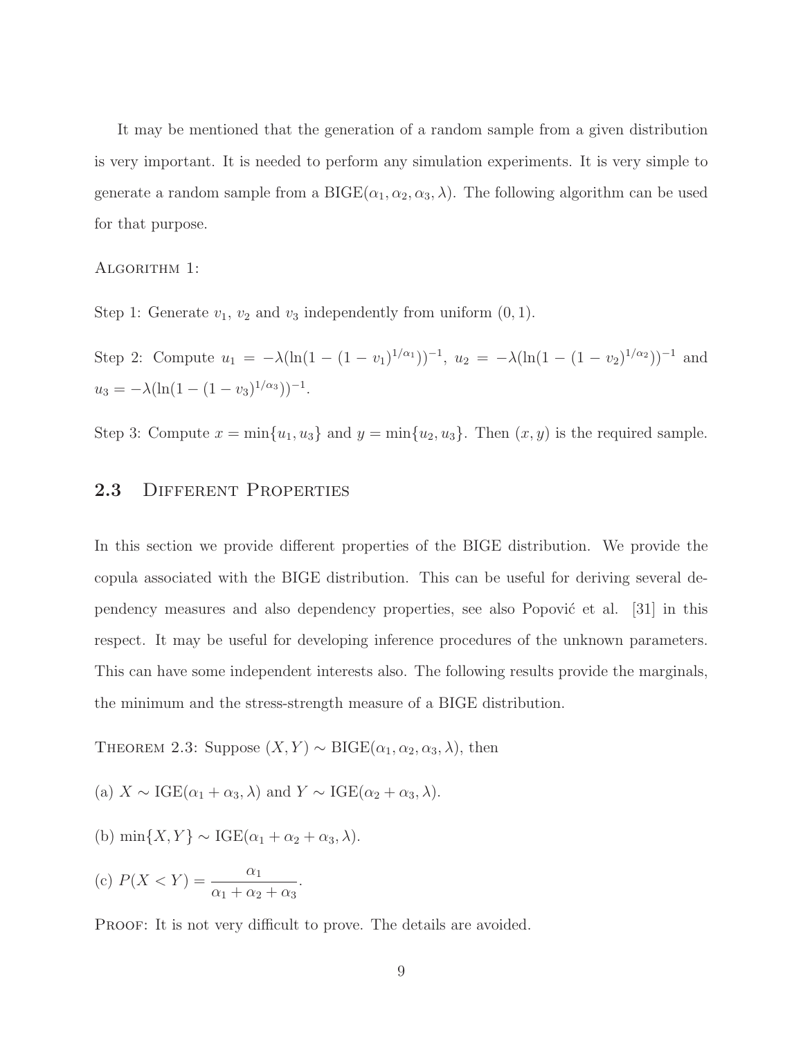It may be mentioned that the generation of a random sample from a given distribution is very important. It is needed to perform any simulation experiments. It is very simple to generate a random sample from a BIGE$(\alpha_1, \alpha_2, \alpha_3, \lambda)$. The following algorithm can be used for that purpose.

ALGORITHM 1:

Step 1: Generate $v_1$, $v_2$ and $v_3$ independently from uniform $(0, 1)$.

Step 2: Compute $u_1 = -\lambda(\ln(1 - (1 - v_1)^{1/\alpha_1}))^{-1}$, $u_2 = -\lambda(\ln(1 - (1 - v_2)^{1/\alpha_2}))^{-1}$ and $u_3 = -\lambda(\ln(1 - (1 - v_3)^{1/\alpha_3}))^{-1}$.

Step 3: Compute $x = \min\{u_1, u_3\}$ and $y = \min\{u_2, u_3\}$. Then $(x, y)$ is the required sample.

## 2.3 Different Properties

In this section we provide different properties of the BIGE distribution. We provide the copula associated with the BIGE distribution. This can be useful for deriving several dependency measures and also dependency properties, see also Popović et al. [31] in this respect. It may be useful for developing inference procedures of the unknown parameters. This can have some independent interests also. The following results provide the marginals, the minimum and the stress-strength measure of a BIGE distribution.

THEOREM 2.3: Suppose $(X, Y) \sim$ BIGE$(\alpha_1, \alpha_2, \alpha_3, \lambda)$, then

(a) $X \sim$ IGE$(\alpha_1 + \alpha_3, \lambda)$ and $Y \sim$ IGE$(\alpha_2 + \alpha_3, \lambda)$.

(b) $\min\{X, Y\} \sim$ IGE$(\alpha_1 + \alpha_2 + \alpha_3, \lambda)$.

(c) $P(X < Y) = \dfrac{\alpha_1}{\alpha_1 + \alpha_2 + \alpha_3}$.

PROOF: It is not very difficult to prove. The details are avoided.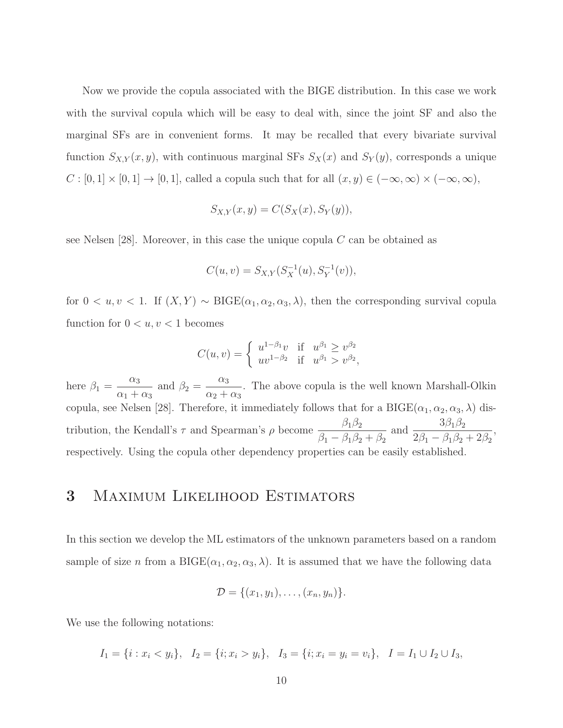Now we provide the copula associated with the BIGE distribution. In this case we work with the survival copula which will be easy to deal with, since the joint SF and also the marginal SFs are in convenient forms. It may be recalled that every bivariate survival function $S_{X,Y}(x, y)$, with continuous marginal SFs $S_X(x)$ and $S_Y(y)$, corresponds a unique $C : [0, 1] \times [0, 1] \to [0, 1]$, called a copula such that for all $(x, y) \in (-\infty, \infty) \times (-\infty, \infty)$,

$$S_{X,Y}(x, y) = C(S_X(x), S_Y(y)),$$

see Nelsen [28]. Moreover, in this case the unique copula $C$ can be obtained as

$$C(u, v) = S_{X,Y}(S_X^{-1}(u), S_Y^{-1}(v)),$$

for $0 < u, v < 1$. If $(X, Y) \sim \text{BIGE}(\alpha_1, \alpha_2, \alpha_3, \lambda)$, then the corresponding survival copula function for $0 < u, v < 1$ becomes

$$C(u, v) = \begin{cases} u^{1-\beta_1} v & \text{if} \quad u^{\beta_1} \geq v^{\beta_2} \\ u v^{1-\beta_2} & \text{if} \quad u^{\beta_1} > v^{\beta_2}, \end{cases}$$

here $\beta_1 = \dfrac{\alpha_3}{\alpha_1 + \alpha_3}$ and $\beta_2 = \dfrac{\alpha_3}{\alpha_2 + \alpha_3}$. The above copula is the well known Marshall-Olkin copula, see Nelsen [28]. Therefore, it immediately follows that for a $\text{BIGE}(\alpha_1, \alpha_2, \alpha_3, \lambda)$ distribution, the Kendall's $\tau$ and Spearman's $\rho$ become $\dfrac{\beta_1\beta_2}{\beta_1 - \beta_1\beta_2 + \beta_2}$ and $\dfrac{3\beta_1\beta_2}{2\beta_1 - \beta_1\beta_2 + 2\beta_2}$, respectively. Using the copula other dependency properties can be easily established.

# 3 Maximum Likelihood Estimators

In this section we develop the ML estimators of the unknown parameters based on a random sample of size $n$ from a $\text{BIGE}(\alpha_1, \alpha_2, \alpha_3, \lambda)$. It is assumed that we have the following data

$$\mathcal{D} = \{(x_1, y_1), \ldots, (x_n, y_n)\}.$$

We use the following notations:

$$I_1 = \{i : x_i < y_i\}, \quad I_2 = \{i; x_i > y_i\}, \quad I_3 = \{i; x_i = y_i = v_i\}, \quad I = I_1 \cup I_2 \cup I_3,$$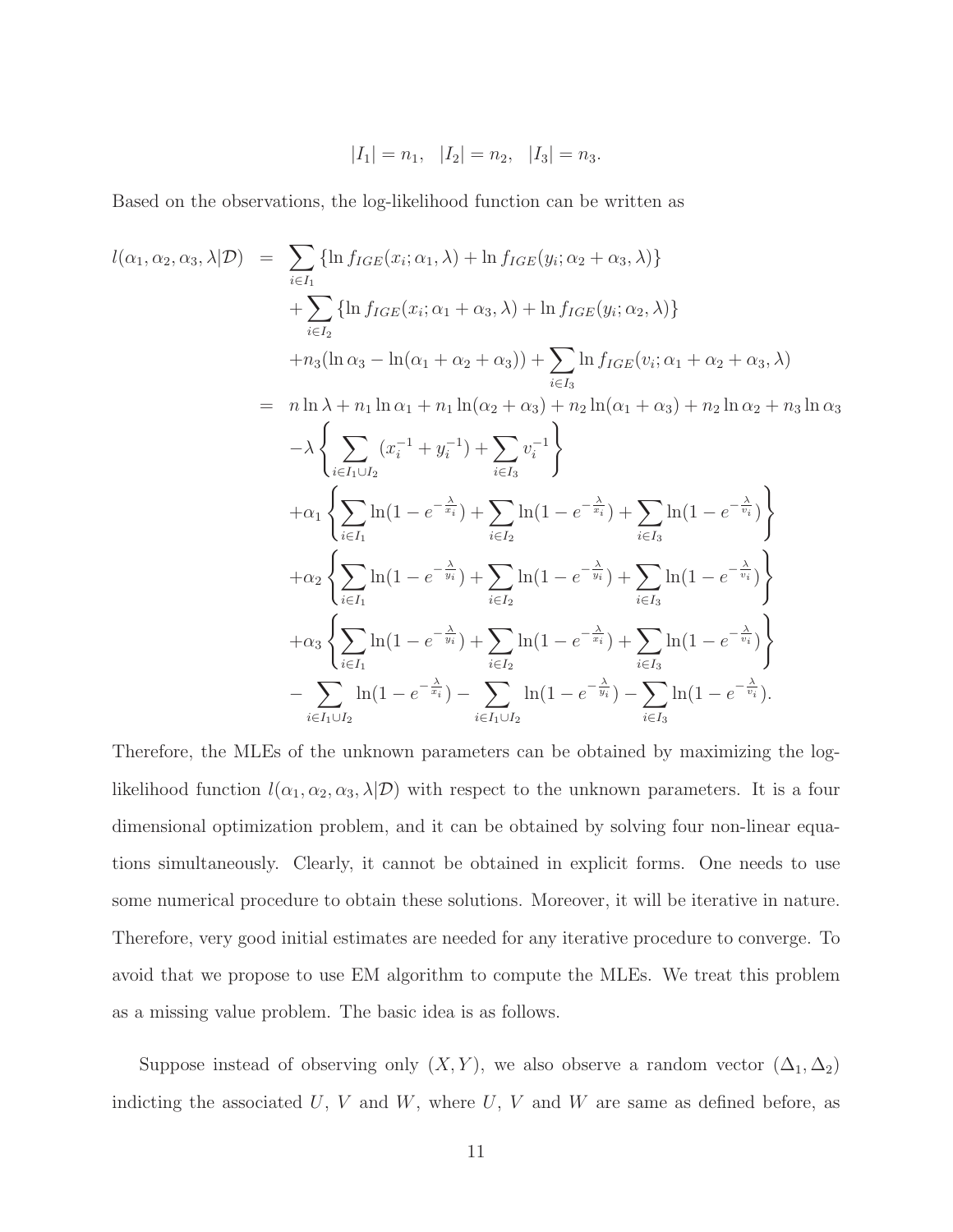$$|I_1| = n_1, \quad |I_2| = n_2, \quad |I_3| = n_3.$$

Based on the observations, the log-likelihood function can be written as

$$
\begin{aligned}
l(\alpha_1, \alpha_2, \alpha_3, \lambda|\mathcal{D}) &= \sum_{i \in I_1} \{\ln f_{IGE}(x_i; \alpha_1, \lambda) + \ln f_{IGE}(y_i; \alpha_2 + \alpha_3, \lambda)\} \\
&\quad + \sum_{i \in I_2} \{\ln f_{IGE}(x_i; \alpha_1 + \alpha_3, \lambda) + \ln f_{IGE}(y_i; \alpha_2, \lambda)\} \\
&\quad + n_3(\ln \alpha_3 - \ln(\alpha_1 + \alpha_2 + \alpha_3)) + \sum_{i \in I_3} \ln f_{IGE}(v_i; \alpha_1 + \alpha_2 + \alpha_3, \lambda) \\
&= n \ln \lambda + n_1 \ln \alpha_1 + n_1 \ln(\alpha_2 + \alpha_3) + n_2 \ln(\alpha_1 + \alpha_3) + n_2 \ln \alpha_2 + n_3 \ln \alpha_3 \\
&\quad - \lambda \left\{ \sum_{i \in I_1 \cup I_2} (x_i^{-1} + y_i^{-1}) + \sum_{i \in I_3} v_i^{-1} \right\} \\
&\quad + \alpha_1 \left\{ \sum_{i \in I_1} \ln(1 - e^{-\frac{\lambda}{x_i}}) + \sum_{i \in I_2} \ln(1 - e^{-\frac{\lambda}{x_i}}) + \sum_{i \in I_3} \ln(1 - e^{-\frac{\lambda}{v_i}}) \right\} \\
&\quad + \alpha_2 \left\{ \sum_{i \in I_1} \ln(1 - e^{-\frac{\lambda}{y_i}}) + \sum_{i \in I_2} \ln(1 - e^{-\frac{\lambda}{y_i}}) + \sum_{i \in I_3} \ln(1 - e^{-\frac{\lambda}{v_i}}) \right\} \\
&\quad + \alpha_3 \left\{ \sum_{i \in I_1} \ln(1 - e^{-\frac{\lambda}{y_i}}) + \sum_{i \in I_2} \ln(1 - e^{-\frac{\lambda}{x_i}}) + \sum_{i \in I_3} \ln(1 - e^{-\frac{\lambda}{v_i}}) \right\} \\
&\quad - \sum_{i \in I_1 \cup I_2} \ln(1 - e^{-\frac{\lambda}{x_i}}) - \sum_{i \in I_1 \cup I_2} \ln(1 - e^{-\frac{\lambda}{y_i}}) - \sum_{i \in I_3} \ln(1 - e^{-\frac{\lambda}{v_i}}).
\end{aligned}
$$

Therefore, the MLEs of the unknown parameters can be obtained by maximizing the log-likelihood function $l(\alpha_1, \alpha_2, \alpha_3, \lambda|\mathcal{D})$ with respect to the unknown parameters. It is a four dimensional optimization problem, and it can be obtained by solving four non-linear equations simultaneously. Clearly, it cannot be obtained in explicit forms. One needs to use some numerical procedure to obtain these solutions. Moreover, it will be iterative in nature. Therefore, very good initial estimates are needed for any iterative procedure to converge. To avoid that we propose to use EM algorithm to compute the MLEs. We treat this problem as a missing value problem. The basic idea is as follows.

Suppose instead of observing only $(X, Y)$, we also observe a random vector $(\Delta_1, \Delta_2)$ indicting the associated $U$, $V$ and $W$, where $U$, $V$ and $W$ are same as defined before, as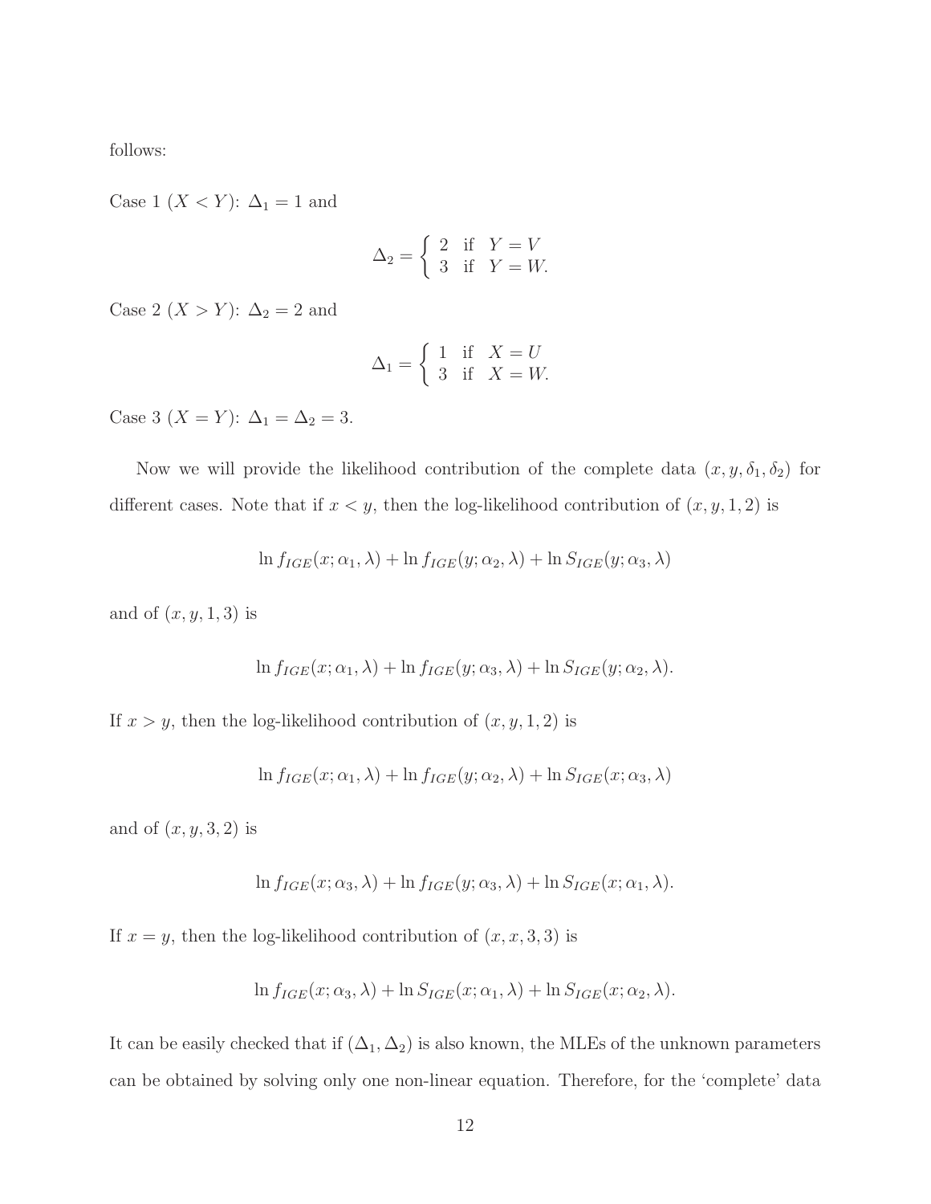follows:

Case 1 ($X < Y$): $\Delta_1 = 1$ and

$$\Delta_2 = \begin{cases} 2 & \text{if} \quad Y = V \\ 3 & \text{if} \quad Y = W. \end{cases}$$

Case 2 ($X > Y$): $\Delta_2 = 2$ and

$$\Delta_1 = \begin{cases} 1 & \text{if} \quad X = U \\ 3 & \text{if} \quad X = W. \end{cases}$$

Case 3 ($X = Y$): $\Delta_1 = \Delta_2 = 3$.

Now we will provide the likelihood contribution of the complete data $(x, y, \delta_1, \delta_2)$ for different cases. Note that if $x < y$, then the log-likelihood contribution of $(x, y, 1, 2)$ is

$$\ln f_{IGE}(x; \alpha_1, \lambda) + \ln f_{IGE}(y; \alpha_2, \lambda) + \ln S_{IGE}(y; \alpha_3, \lambda)$$

and of $(x, y, 1, 3)$ is

$$\ln f_{IGE}(x; \alpha_1, \lambda) + \ln f_{IGE}(y; \alpha_3, \lambda) + \ln S_{IGE}(y; \alpha_2, \lambda).$$

If $x > y$, then the log-likelihood contribution of $(x, y, 1, 2)$ is

$$\ln f_{IGE}(x; \alpha_1, \lambda) + \ln f_{IGE}(y; \alpha_2, \lambda) + \ln S_{IGE}(x; \alpha_3, \lambda)$$

and of $(x, y, 3, 2)$ is

$$\ln f_{IGE}(x; \alpha_3, \lambda) + \ln f_{IGE}(y; \alpha_3, \lambda) + \ln S_{IGE}(x; \alpha_1, \lambda).$$

If $x = y$, then the log-likelihood contribution of $(x, x, 3, 3)$ is

$$\ln f_{IGE}(x; \alpha_3, \lambda) + \ln S_{IGE}(x; \alpha_1, \lambda) + \ln S_{IGE}(x; \alpha_2, \lambda).$$

It can be easily checked that if $(\Delta_1, \Delta_2)$ is also known, the MLEs of the unknown parameters can be obtained by solving only one non-linear equation. Therefore, for the 'complete' data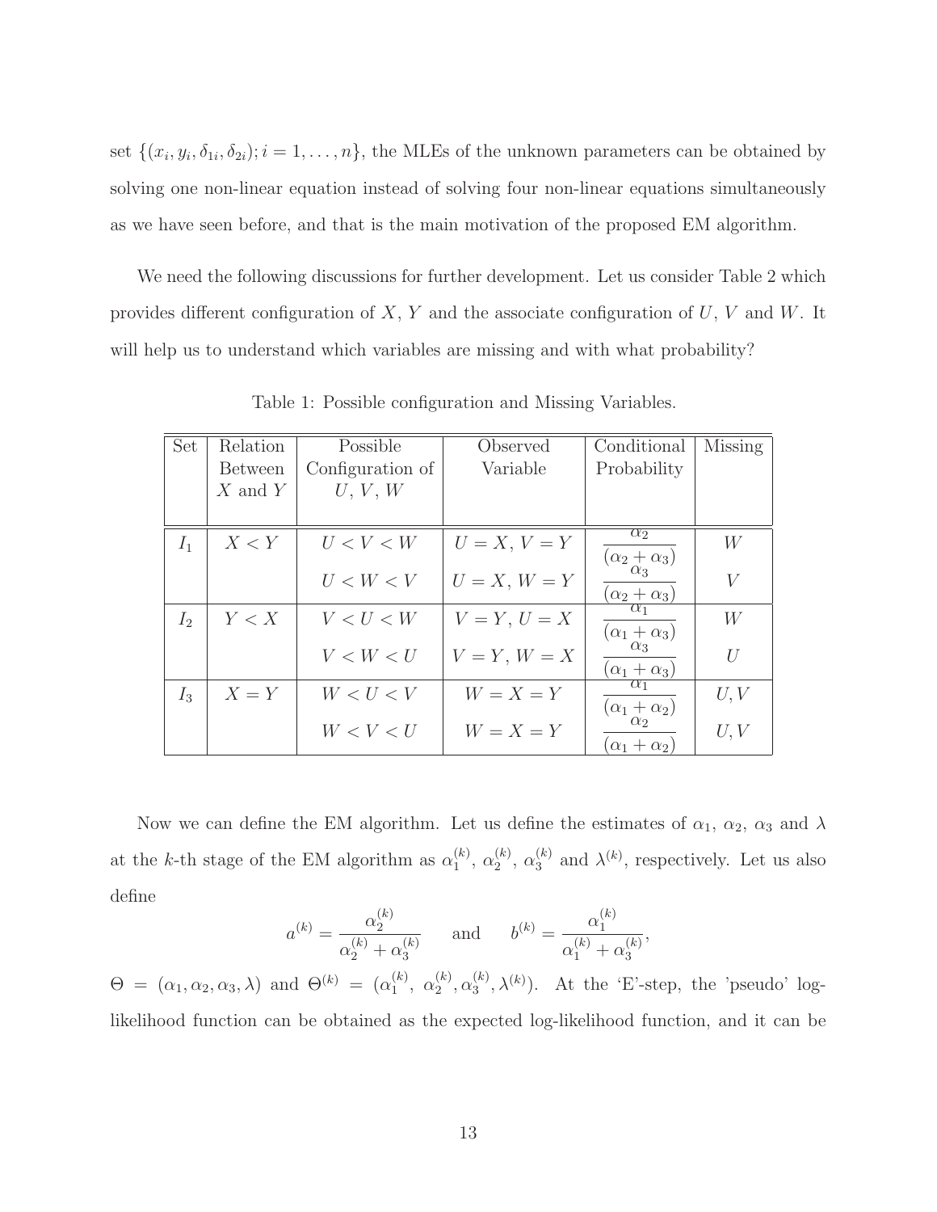set $\{(x_i, y_i, \delta_{1i}, \delta_{2i}); i = 1, \ldots, n\}$, the MLEs of the unknown parameters can be obtained by solving one non-linear equation instead of solving four non-linear equations simultaneously as we have seen before, and that is the main motivation of the proposed EM algorithm.

We need the following discussions for further development. Let us consider Table 2 which provides different configuration of $X$, $Y$ and the associate configuration of $U$, $V$ and $W$. It will help us to understand which variables are missing and with what probability?

Table 1: Possible configuration and Missing Variables.

| Set | Relation Between $X$ and $Y$ | Possible Configuration of $U$, $V$, $W$ | Observed Variable | Conditional Probability | Missing |
|---|---|---|---|---|---|
| $I_1$ | $X < Y$ | $U < V < W$ | $U = X,\ V = Y$ | $\frac{\alpha_2}{(\alpha_2 + \alpha_3)}$ | $W$ |
| | | $U < W < V$ | $U = X,\ W = Y$ | $\frac{\alpha_3}{(\alpha_2 + \alpha_3)}$ | $V$ |
| $I_2$ | $Y < X$ | $V < U < W$ | $V = Y,\ U = X$ | $\frac{\alpha_1}{(\alpha_1 + \alpha_3)}$ | $W$ |
| | | $V < W < U$ | $V = Y,\ W = X$ | $\frac{\alpha_3}{(\alpha_1 + \alpha_3)}$ | $U$ |
| $I_3$ | $X = Y$ | $W < U < V$ | $W = X = Y$ | $\frac{\alpha_1}{(\alpha_1 + \alpha_2)}$ | $U, V$ |
| | | $W < V < U$ | $W = X = Y$ | $\frac{\alpha_2}{(\alpha_1 + \alpha_2)}$ | $U, V$ |

Now we can define the EM algorithm. Let us define the estimates of $\alpha_1$, $\alpha_2$, $\alpha_3$ and $\lambda$ at the $k$-th stage of the EM algorithm as $\alpha_1^{(k)}$, $\alpha_2^{(k)}$, $\alpha_3^{(k)}$ and $\lambda^{(k)}$, respectively. Let us also define

$$a^{(k)} = \frac{\alpha_2^{(k)}}{\alpha_2^{(k)} + \alpha_3^{(k)}} \quad \text{and} \quad b^{(k)} = \frac{\alpha_1^{(k)}}{\alpha_1^{(k)} + \alpha_3^{(k)}},$$

$\Theta = (\alpha_1, \alpha_2, \alpha_3, \lambda)$ and $\Theta^{(k)} = (\alpha_1^{(k)},\ \alpha_2^{(k)}, \alpha_3^{(k)}, \lambda^{(k)})$. At the 'E'-step, the 'pseudo' log-likelihood function can be obtained as the expected log-likelihood function, and it can be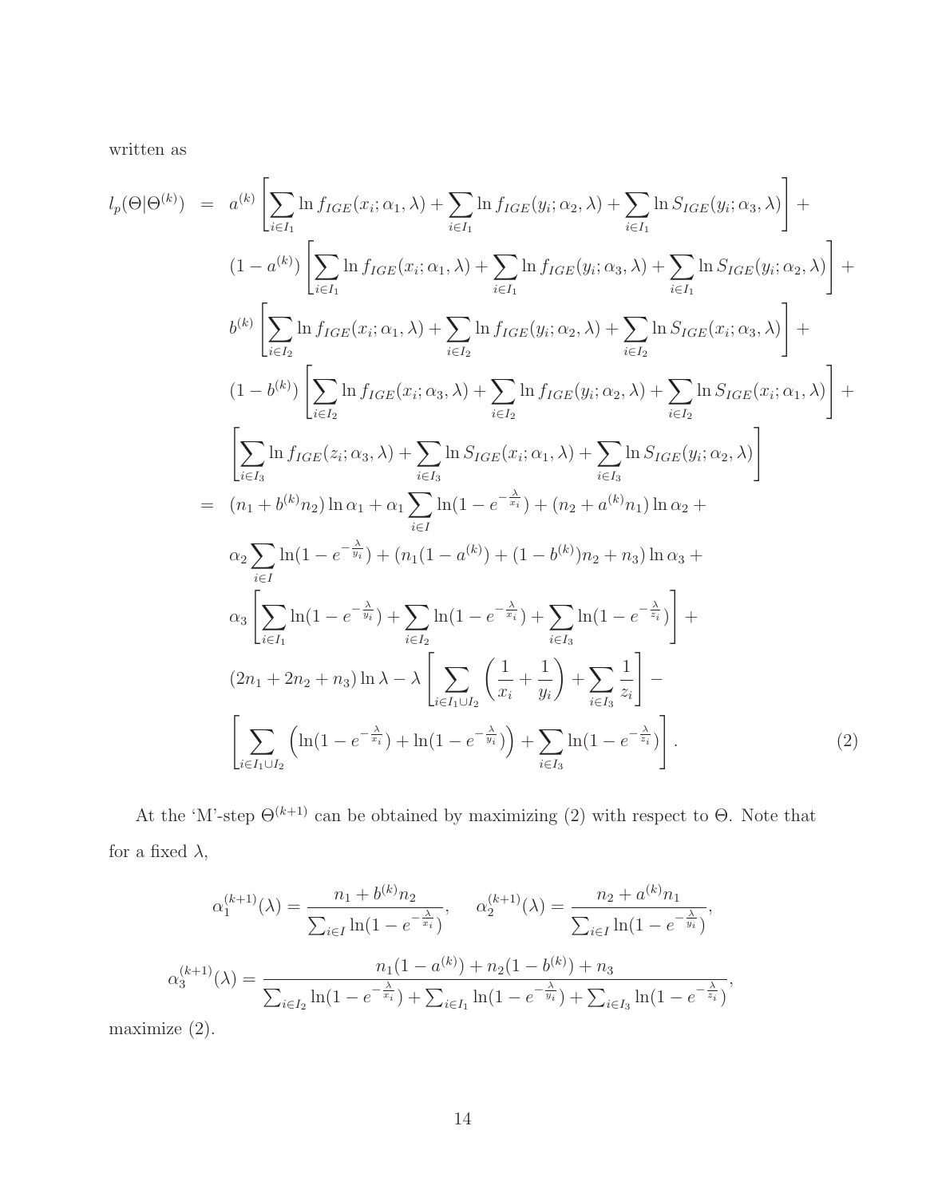written as

$$
\begin{aligned}
l_p(\Theta|\Theta^{(k)}) &= a^{(k)}\left[\sum_{i\in I_1}\ln f_{IGE}(x_i;\alpha_1,\lambda)+\sum_{i\in I_1}\ln f_{IGE}(y_i;\alpha_2,\lambda)+\sum_{i\in I_1}\ln S_{IGE}(y_i;\alpha_3,\lambda)\right]+\\
&\quad (1-a^{(k)})\left[\sum_{i\in I_1}\ln f_{IGE}(x_i;\alpha_1,\lambda)+\sum_{i\in I_1}\ln f_{IGE}(y_i;\alpha_3,\lambda)+\sum_{i\in I_1}\ln S_{IGE}(y_i;\alpha_2,\lambda)\right]+\\
&\quad b^{(k)}\left[\sum_{i\in I_2}\ln f_{IGE}(x_i;\alpha_1,\lambda)+\sum_{i\in I_2}\ln f_{IGE}(y_i;\alpha_2,\lambda)+\sum_{i\in I_2}\ln S_{IGE}(x_i;\alpha_3,\lambda)\right]+\\
&\quad (1-b^{(k)})\left[\sum_{i\in I_2}\ln f_{IGE}(x_i;\alpha_3,\lambda)+\sum_{i\in I_2}\ln f_{IGE}(y_i;\alpha_2,\lambda)+\sum_{i\in I_2}\ln S_{IGE}(x_i;\alpha_1,\lambda)\right]+\\
&\quad \left[\sum_{i\in I_3}\ln f_{IGE}(z_i;\alpha_3,\lambda)+\sum_{i\in I_3}\ln S_{IGE}(x_i;\alpha_1,\lambda)+\sum_{i\in I_3}\ln S_{IGE}(y_i;\alpha_2,\lambda)\right]\\
&= (n_1+b^{(k)}n_2)\ln\alpha_1+\alpha_1\sum_{i\in I}\ln(1-e^{-\frac{\lambda}{x_i}})+(n_2+a^{(k)}n_1)\ln\alpha_2+\\
&\quad \alpha_2\sum_{i\in I}\ln(1-e^{-\frac{\lambda}{y_i}})+(n_1(1-a^{(k)})+(1-b^{(k)})n_2+n_3)\ln\alpha_3+\\
&\quad \alpha_3\left[\sum_{i\in I_1}\ln(1-e^{-\frac{\lambda}{y_i}})+\sum_{i\in I_2}\ln(1-e^{-\frac{\lambda}{x_i}})+\sum_{i\in I_3}\ln(1-e^{-\frac{\lambda}{z_i}})\right]+\\
&\quad (2n_1+2n_2+n_3)\ln\lambda-\lambda\left[\sum_{i\in I_1\cup I_2}\left(\frac{1}{x_i}+\frac{1}{y_i}\right)+\sum_{i\in I_3}\frac{1}{z_i}\right]-\\
&\quad \left[\sum_{i\in I_1\cup I_2}\left(\ln(1-e^{-\frac{\lambda}{x_i}})+\ln(1-e^{-\frac{\lambda}{y_i}})\right)+\sum_{i\in I_3}\ln(1-e^{-\frac{\lambda}{z_i}})\right]. \qquad (2)
\end{aligned}
$$

At the 'M'-step $\Theta^{(k+1)}$ can be obtained by maximizing (2) with respect to $\Theta$. Note that for a fixed $\lambda$,

$$
\alpha_1^{(k+1)}(\lambda)=\frac{n_1+b^{(k)}n_2}{\sum_{i\in I}\ln(1-e^{-\frac{\lambda}{x_i}})},\qquad \alpha_2^{(k+1)}(\lambda)=\frac{n_2+a^{(k)}n_1}{\sum_{i\in I}\ln(1-e^{-\frac{\lambda}{y_i}})},
$$

$$
\alpha_3^{(k+1)}(\lambda)=\frac{n_1(1-a^{(k)})+n_2(1-b^{(k)})+n_3}{\sum_{i\in I_2}\ln(1-e^{-\frac{\lambda}{x_i}})+\sum_{i\in I_1}\ln(1-e^{-\frac{\lambda}{y_i}})+\sum_{i\in I_3}\ln(1-e^{-\frac{\lambda}{z_i}})},
$$

maximize (2).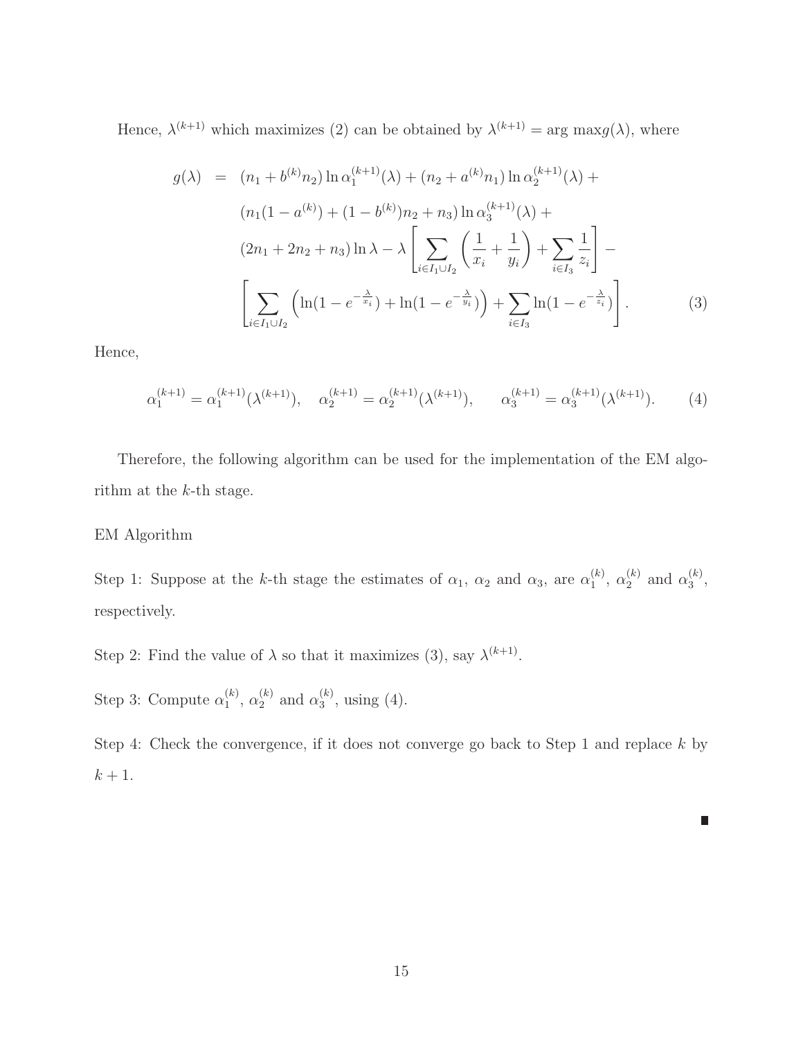Hence, $\lambda^{(k+1)}$ which maximizes (2) can be obtained by $\lambda^{(k+1)} = \arg\max g(\lambda)$, where

$$
\begin{aligned}
g(\lambda) \;=\;& (n_1 + b^{(k)} n_2) \ln \alpha_1^{(k+1)}(\lambda) + (n_2 + a^{(k)} n_1) \ln \alpha_2^{(k+1)}(\lambda) + \\
& (n_1(1 - a^{(k)}) + (1 - b^{(k)}) n_2 + n_3) \ln \alpha_3^{(k+1)}(\lambda) + \\
& (2n_1 + 2n_2 + n_3) \ln \lambda - \lambda \left[ \sum_{i \in I_1 \cup I_2} \left( \frac{1}{x_i} + \frac{1}{y_i} \right) + \sum_{i \in I_3} \frac{1}{z_i} \right] - \\
& \left[ \sum_{i \in I_1 \cup I_2} \left( \ln(1 - e^{-\frac{\lambda}{x_i}}) + \ln(1 - e^{-\frac{\lambda}{y_i}}) \right) + \sum_{i \in I_3} \ln(1 - e^{-\frac{\lambda}{z_i}}) \right]. \qquad (3)
\end{aligned}
$$

Hence,

$$
\alpha_1^{(k+1)} = \alpha_1^{(k+1)}(\lambda^{(k+1)}), \quad \alpha_2^{(k+1)} = \alpha_2^{(k+1)}(\lambda^{(k+1)}), \quad \alpha_3^{(k+1)} = \alpha_3^{(k+1)}(\lambda^{(k+1)}). \qquad (4)
$$

Therefore, the following algorithm can be used for the implementation of the EM algorithm at the $k$-th stage.

EM Algorithm

Step 1: Suppose at the $k$-th stage the estimates of $\alpha_1$, $\alpha_2$ and $\alpha_3$, are $\alpha_1^{(k)}$, $\alpha_2^{(k)}$ and $\alpha_3^{(k)}$, respectively.

Step 2: Find the value of $\lambda$ so that it maximizes (3), say $\lambda^{(k+1)}$.

Step 3: Compute $\alpha_1^{(k)}$, $\alpha_2^{(k)}$ and $\alpha_3^{(k)}$, using (4).

Step 4: Check the convergence, if it does not converge go back to Step 1 and replace $k$ by $k + 1$.

■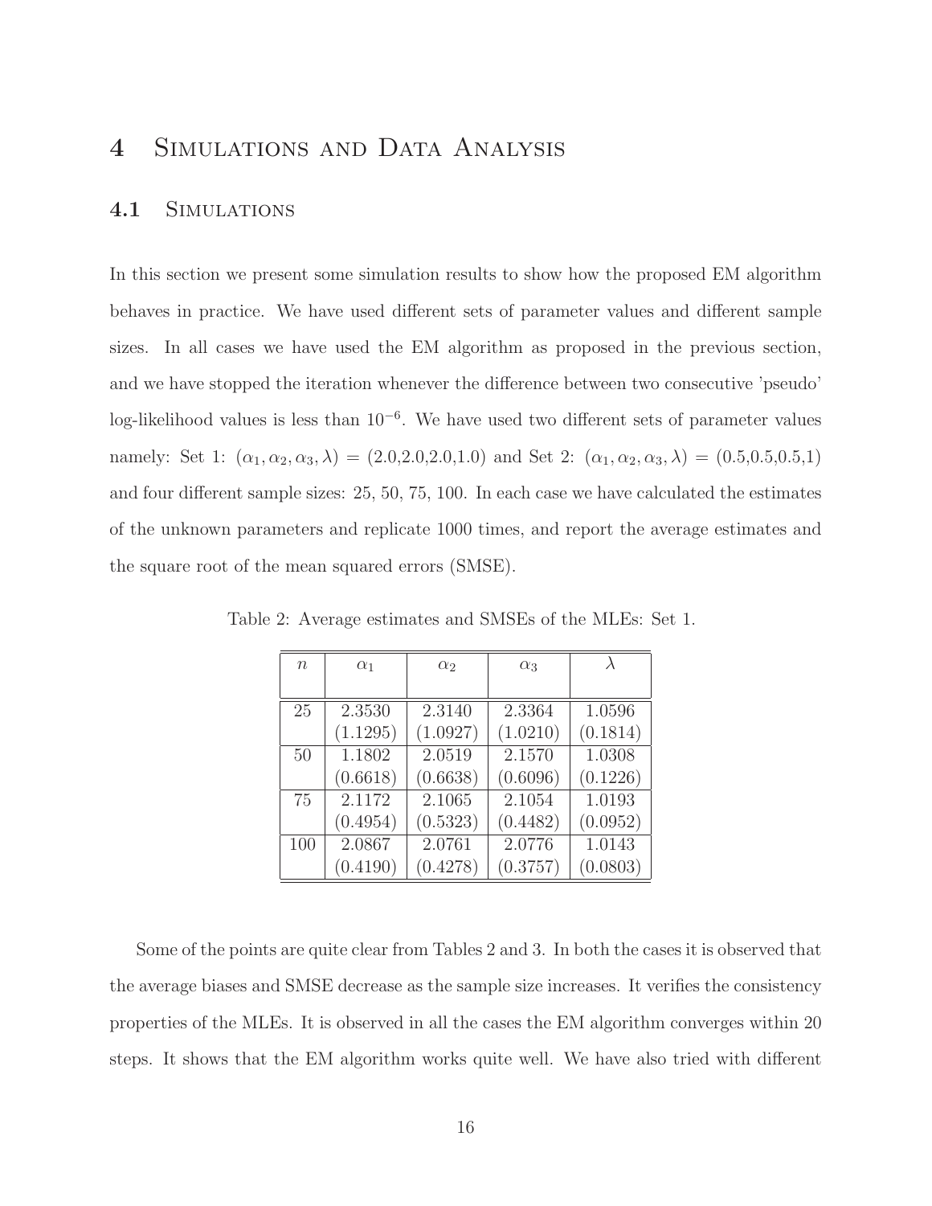# 4 Simulations and Data Analysis

## 4.1 Simulations

In this section we present some simulation results to show how the proposed EM algorithm behaves in practice. We have used different sets of parameter values and different sample sizes. In all cases we have used the EM algorithm as proposed in the previous section, and we have stopped the iteration whenever the difference between two consecutive 'pseudo' log-likelihood values is less than $10^{-6}$. We have used two different sets of parameter values namely: Set 1: $(\alpha_1, \alpha_2, \alpha_3, \lambda)$ = (2.0,2.0,2.0,1.0) and Set 2: $(\alpha_1, \alpha_2, \alpha_3, \lambda)$ = (0.5,0.5,0.5,1) and four different sample sizes: 25, 50, 75, 100. In each case we have calculated the estimates of the unknown parameters and replicate 1000 times, and report the average estimates and the square root of the mean squared errors (SMSE).

Table 2: Average estimates and SMSEs of the MLEs: Set 1.

| $n$ | $\alpha_1$ | $\alpha_2$ | $\alpha_3$ | $\lambda$ |
|---|---|---|---|---|
| 25 | 2.3530 | 2.3140 | 2.3364 | 1.0596 |
| | (1.1295) | (1.0927) | (1.0210) | (0.1814) |
| 50 | 1.1802 | 2.0519 | 2.1570 | 1.0308 |
| | (0.6618) | (0.6638) | (0.6096) | (0.1226) |
| 75 | 2.1172 | 2.1065 | 2.1054 | 1.0193 |
| | (0.4954) | (0.5323) | (0.4482) | (0.0952) |
| 100 | 2.0867 | 2.0761 | 2.0776 | 1.0143 |
| | (0.4190) | (0.4278) | (0.3757) | (0.0803) |

Some of the points are quite clear from Tables 2 and 3. In both the cases it is observed that the average biases and SMSE decrease as the sample size increases. It verifies the consistency properties of the MLEs. It is observed in all the cases the EM algorithm converges within 20 steps. It shows that the EM algorithm works quite well. We have also tried with different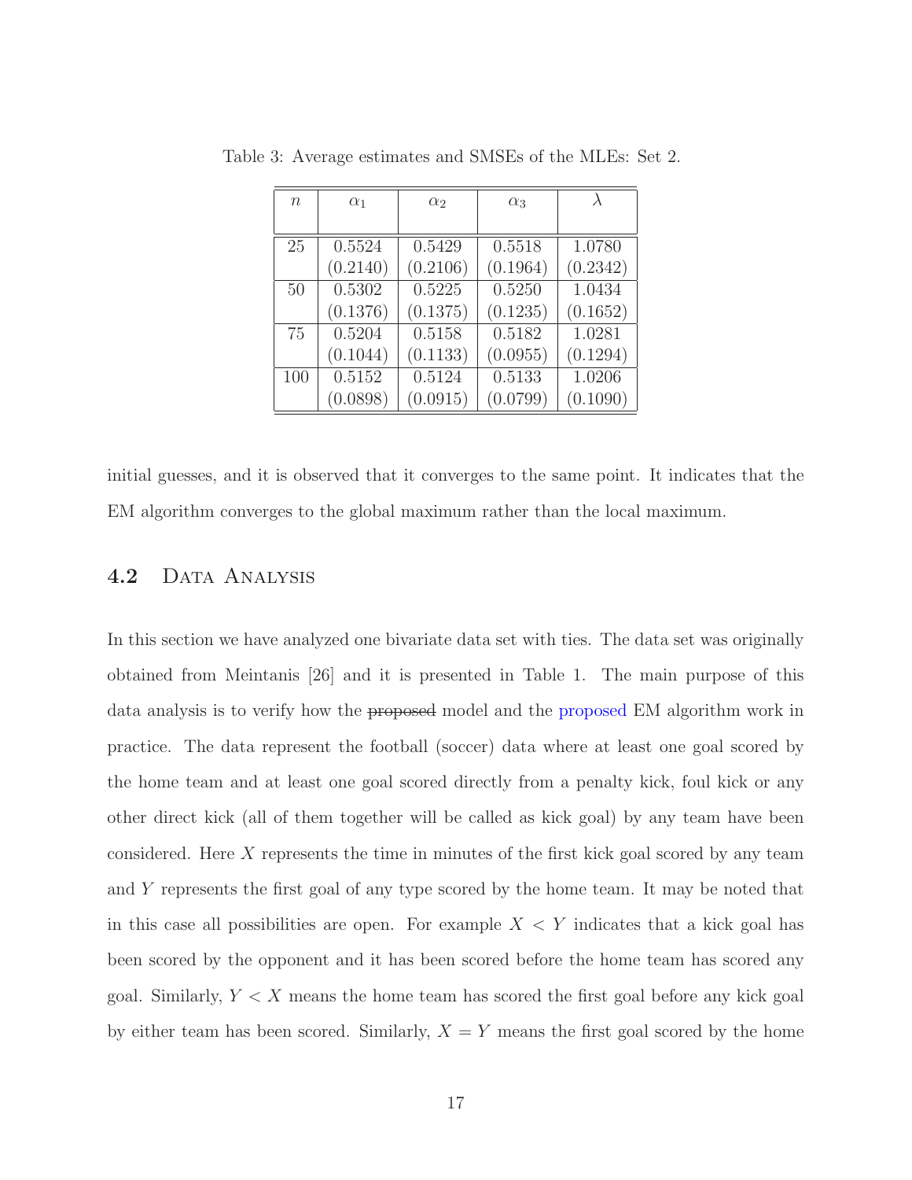Table 3: Average estimates and SMSEs of the MLEs: Set 2.

| $n$ | $\alpha_1$ | $\alpha_2$ | $\alpha_3$ | $\lambda$ |
|---|---|---|---|---|
| 25 | 0.5524<br>(0.2140) | 0.5429<br>(0.2106) | 0.5518<br>(0.1964) | 1.0780<br>(0.2342) |
| 50 | 0.5302<br>(0.1376) | 0.5225<br>(0.1375) | 0.5250<br>(0.1235) | 1.0434<br>(0.1652) |
| 75 | 0.5204<br>(0.1044) | 0.5158<br>(0.1133) | 0.5182<br>(0.0955) | 1.0281<br>(0.1294) |
| 100 | 0.5152<br>(0.0898) | 0.5124<br>(0.0915) | 0.5133<br>(0.0799) | 1.0206<br>(0.1090) |

initial guesses, and it is observed that it converges to the same point. It indicates that the EM algorithm converges to the global maximum rather than the local maximum.

## 4.2 Data Analysis

In this section we have analyzed one bivariate data set with ties. The data set was originally obtained from Meintanis [26] and it is presented in Table 1. The main purpose of this data analysis is to verify how the ~~proposed~~ model and the proposed EM algorithm work in practice. The data represent the football (soccer) data where at least one goal scored by the home team and at least one goal scored directly from a penalty kick, foul kick or any other direct kick (all of them together will be called as kick goal) by any team have been considered. Here $X$ represents the time in minutes of the first kick goal scored by any team and $Y$ represents the first goal of any type scored by the home team. It may be noted that in this case all possibilities are open. For example $X < Y$ indicates that a kick goal has been scored by the opponent and it has been scored before the home team has scored any goal. Similarly, $Y < X$ means the home team has scored the first goal before any kick goal by either team has been scored. Similarly, $X = Y$ means the first goal scored by the home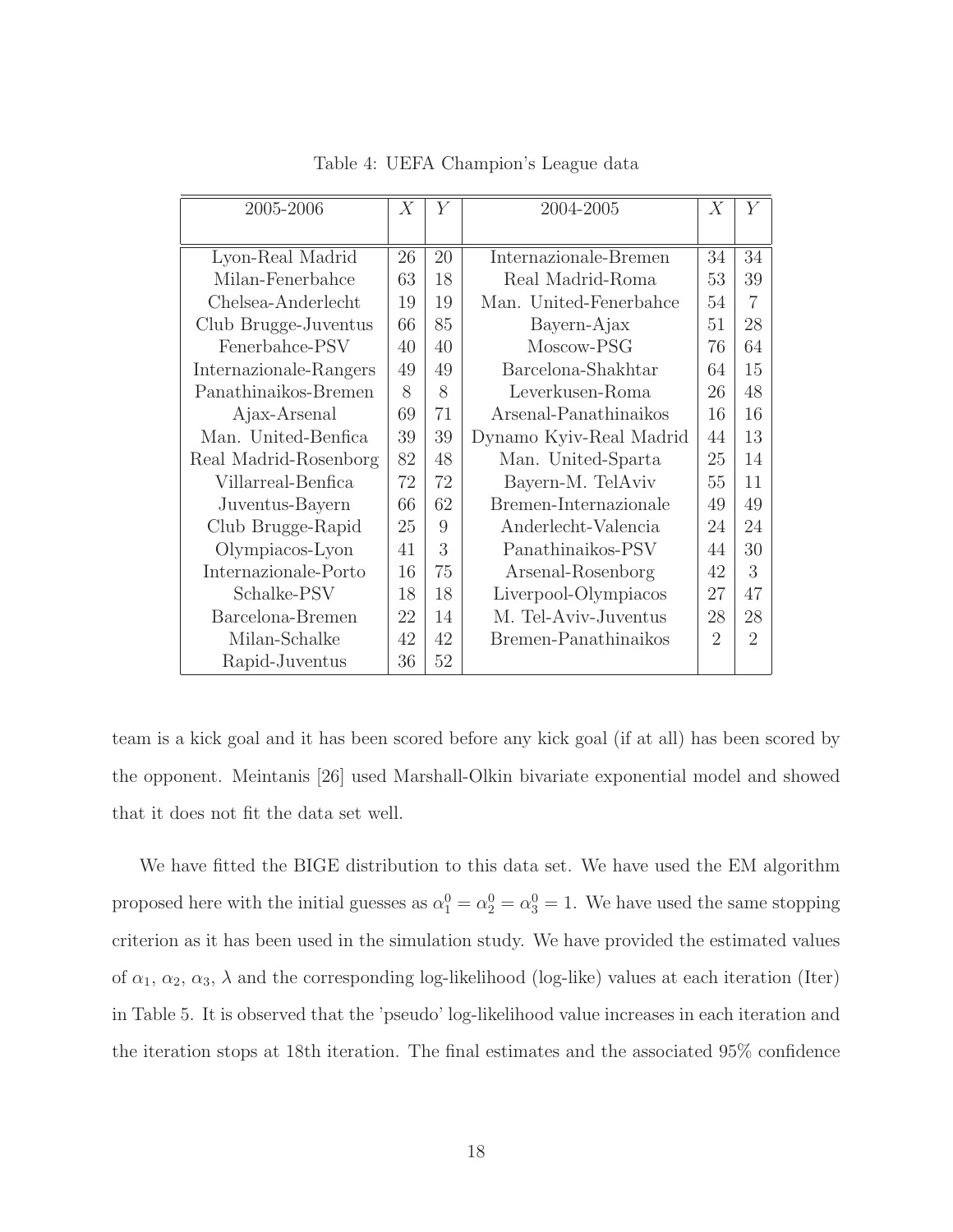Table 4: UEFA Champion's League data

| 2005-2006 | $X$ | $Y$ | 2004-2005 | $X$ | $Y$ |
|---|---|---|---|---|---|
| Lyon-Real Madrid | 26 | 20 | Internazionale-Bremen | 34 | 34 |
| Milan-Fenerbahce | 63 | 18 | Real Madrid-Roma | 53 | 39 |
| Chelsea-Anderlecht | 19 | 19 | Man. United-Fenerbahce | 54 | 7 |
| Club Brugge-Juventus | 66 | 85 | Bayern-Ajax | 51 | 28 |
| Fenerbahce-PSV | 40 | 40 | Moscow-PSG | 76 | 64 |
| Internazionale-Rangers | 49 | 49 | Barcelona-Shakhtar | 64 | 15 |
| Panathinaikos-Bremen | 8 | 8 | Leverkusen-Roma | 26 | 48 |
| Ajax-Arsenal | 69 | 71 | Arsenal-Panathinaikos | 16 | 16 |
| Man. United-Benfica | 39 | 39 | Dynamo Kyiv-Real Madrid | 44 | 13 |
| Real Madrid-Rosenborg | 82 | 48 | Man. United-Sparta | 25 | 14 |
| Villarreal-Benfica | 72 | 72 | Bayern-M. TelAviv | 55 | 11 |
| Juventus-Bayern | 66 | 62 | Bremen-Internazionale | 49 | 49 |
| Club Brugge-Rapid | 25 | 9 | Anderlecht-Valencia | 24 | 24 |
| Olympiacos-Lyon | 41 | 3 | Panathinaikos-PSV | 44 | 30 |
| Internazionale-Porto | 16 | 75 | Arsenal-Rosenborg | 42 | 3 |
| Schalke-PSV | 18 | 18 | Liverpool-Olympiacos | 27 | 47 |
| Barcelona-Bremen | 22 | 14 | M. Tel-Aviv-Juventus | 28 | 28 |
| Milan-Schalke | 42 | 42 | Bremen-Panathinaikos | 2 | 2 |
| Rapid-Juventus | 36 | 52 | | | |

team is a kick goal and it has been scored before any kick goal (if at all) has been scored by the opponent. Meintanis [26] used Marshall-Olkin bivariate exponential model and showed that it does not fit the data set well.

We have fitted the BIGE distribution to this data set. We have used the EM algorithm proposed here with the initial guesses as $\alpha_1^0 = \alpha_2^0 = \alpha_3^0 = 1$. We have used the same stopping criterion as it has been used in the simulation study. We have provided the estimated values of $\alpha_1$, $\alpha_2$, $\alpha_3$, $\lambda$ and the corresponding log-likelihood (log-like) values at each iteration (Iter) in Table 5. It is observed that the 'pseudo' log-likelihood value increases in each iteration and the iteration stops at 18th iteration. The final estimates and the associated 95% confidence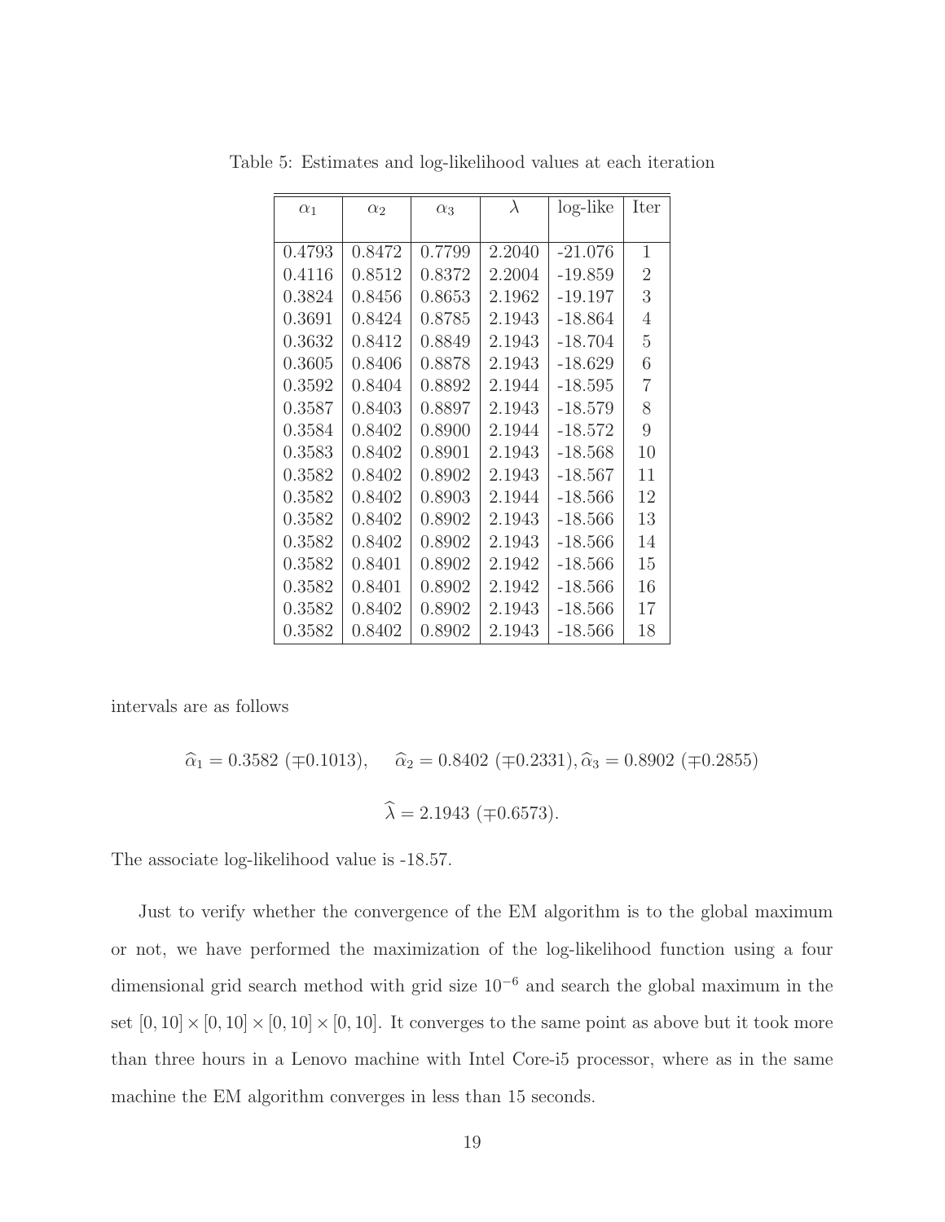Table 5: Estimates and log-likelihood values at each iteration

| $\alpha_1$ | $\alpha_2$ | $\alpha_3$ | $\lambda$ | log-like | Iter |
|---|---|---|---|---|---|
| 0.4793 | 0.8472 | 0.7799 | 2.2040 | -21.076 | 1 |
| 0.4116 | 0.8512 | 0.8372 | 2.2004 | -19.859 | 2 |
| 0.3824 | 0.8456 | 0.8653 | 2.1962 | -19.197 | 3 |
| 0.3691 | 0.8424 | 0.8785 | 2.1943 | -18.864 | 4 |
| 0.3632 | 0.8412 | 0.8849 | 2.1943 | -18.704 | 5 |
| 0.3605 | 0.8406 | 0.8878 | 2.1943 | -18.629 | 6 |
| 0.3592 | 0.8404 | 0.8892 | 2.1944 | -18.595 | 7 |
| 0.3587 | 0.8403 | 0.8897 | 2.1943 | -18.579 | 8 |
| 0.3584 | 0.8402 | 0.8900 | 2.1944 | -18.572 | 9 |
| 0.3583 | 0.8402 | 0.8901 | 2.1943 | -18.568 | 10 |
| 0.3582 | 0.8402 | 0.8902 | 2.1943 | -18.567 | 11 |
| 0.3582 | 0.8402 | 0.8903 | 2.1944 | -18.566 | 12 |
| 0.3582 | 0.8402 | 0.8902 | 2.1943 | -18.566 | 13 |
| 0.3582 | 0.8402 | 0.8902 | 2.1943 | -18.566 | 14 |
| 0.3582 | 0.8401 | 0.8902 | 2.1942 | -18.566 | 15 |
| 0.3582 | 0.8401 | 0.8902 | 2.1942 | -18.566 | 16 |
| 0.3582 | 0.8402 | 0.8902 | 2.1943 | -18.566 | 17 |
| 0.3582 | 0.8402 | 0.8902 | 2.1943 | -18.566 | 18 |

intervals are as follows

$$\widehat{\alpha}_1 = 0.3582 \ (\mp 0.1013), \quad \widehat{\alpha}_2 = 0.8402 \ (\mp 0.2331), \widehat{\alpha}_3 = 0.8902 \ (\mp 0.2855)$$

$$\widehat{\lambda} = 2.1943 \ (\mp 0.6573).$$

The associate log-likelihood value is -18.57.

Just to verify whether the convergence of the EM algorithm is to the global maximum or not, we have performed the maximization of the log-likelihood function using a four dimensional grid search method with grid size $10^{-6}$ and search the global maximum in the set $[0, 10] \times [0, 10] \times [0, 10] \times [0, 10]$. It converges to the same point as above but it took more than three hours in a Lenovo machine with Intel Core-i5 processor, where as in the same machine the EM algorithm converges in less than 15 seconds.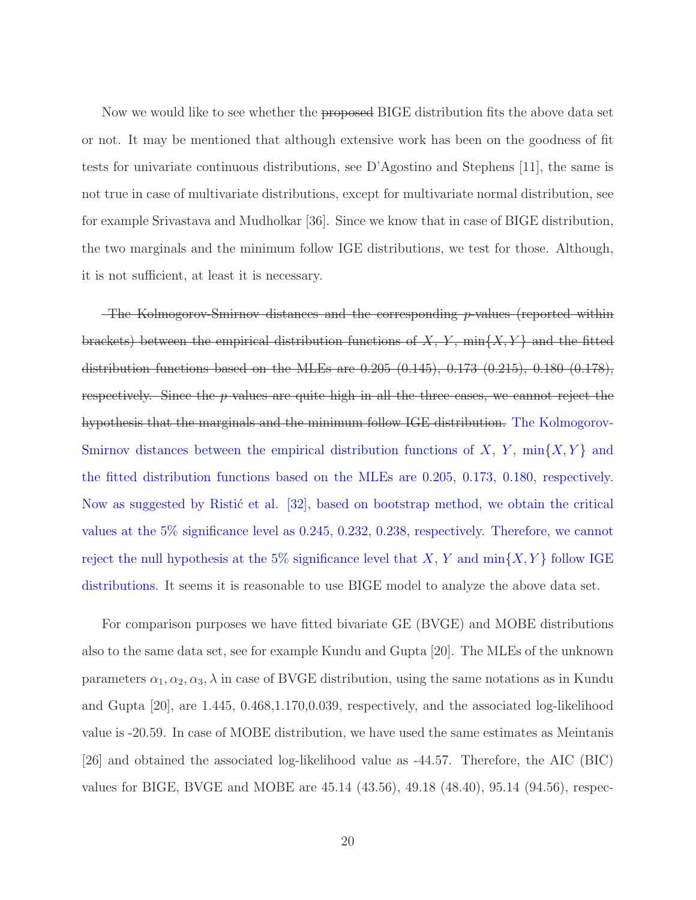Now we would like to see whether the ~~proposed~~ BIGE distribution fits the above data set or not. It may be mentioned that although extensive work has been on the goodness of fit tests for univariate continuous distributions, see D'Agostino and Stephens [11], the same is not true in case of multivariate distributions, except for multivariate normal distribution, see for example Srivastava and Mudholkar [36]. Since we know that in case of BIGE distribution, the two marginals and the minimum follow IGE distributions, we test for those. Although, it is not sufficient, at least it is necessary.

~~The Kolmogorov-Smirnov distances and the corresponding $p$-values (reported within brackets) between the empirical distribution functions of $X$, $Y$, $\min\{X,Y\}$ and the fitted distribution functions based on the MLEs are 0.205 (0.145), 0.173 (0.215), 0.180 (0.178), respectively. Since the $p$ values are quite high in all the three cases, we cannot reject the hypothesis that the marginals and the minimum follow IGE distribution.~~ The Kolmogorov-Smirnov distances between the empirical distribution functions of $X$, $Y$, $\min\{X,Y\}$ and the fitted distribution functions based on the MLEs are 0.205, 0.173, 0.180, respectively. Now as suggested by Ristić et al. [32], based on bootstrap method, we obtain the critical values at the 5% significance level as 0.245, 0.232, 0.238, respectively. Therefore, we cannot reject the null hypothesis at the 5% significance level that $X$, $Y$ and $\min\{X,Y\}$ follow IGE distributions. It seems it is reasonable to use BIGE model to analyze the above data set.

For comparison purposes we have fitted bivariate GE (BVGE) and MOBE distributions also to the same data set, see for example Kundu and Gupta [20]. The MLEs of the unknown parameters $\alpha_1, \alpha_2, \alpha_3, \lambda$ in case of BVGE distribution, using the same notations as in Kundu and Gupta [20], are 1.445, 0.468,1.170,0.039, respectively, and the associated log-likelihood value is -20.59. In case of MOBE distribution, we have used the same estimates as Meintanis [26] and obtained the associated log-likelihood value as -44.57. Therefore, the AIC (BIC) values for BIGE, BVGE and MOBE are 45.14 (43.56), 49.18 (48.40), 95.14 (94.56), respec-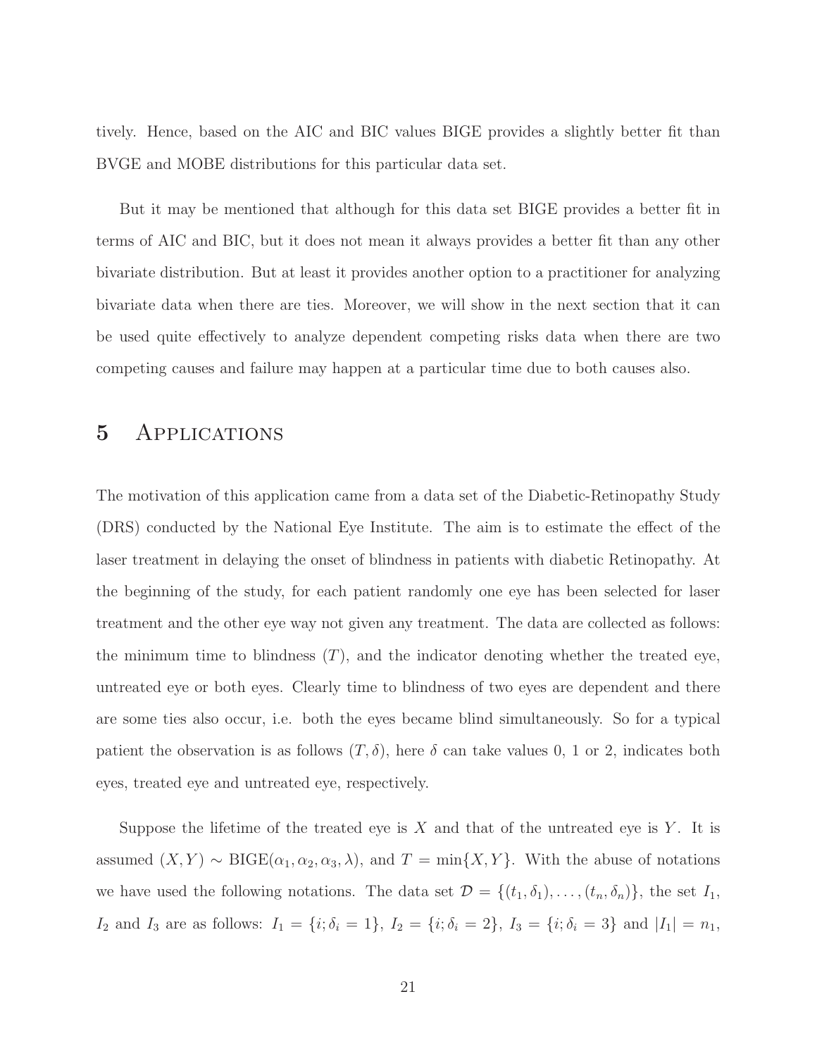tively. Hence, based on the AIC and BIC values BIGE provides a slightly better fit than BVGE and MOBE distributions for this particular data set.

But it may be mentioned that although for this data set BIGE provides a better fit in terms of AIC and BIC, but it does not mean it always provides a better fit than any other bivariate distribution. But at least it provides another option to a practitioner for analyzing bivariate data when there are ties. Moreover, we will show in the next section that it can be used quite effectively to analyze dependent competing risks data when there are two competing causes and failure may happen at a particular time due to both causes also.

# 5 Applications

The motivation of this application came from a data set of the Diabetic-Retinopathy Study (DRS) conducted by the National Eye Institute. The aim is to estimate the effect of the laser treatment in delaying the onset of blindness in patients with diabetic Retinopathy. At the beginning of the study, for each patient randomly one eye has been selected for laser treatment and the other eye way not given any treatment. The data are collected as follows: the minimum time to blindness ($T$), and the indicator denoting whether the treated eye, untreated eye or both eyes. Clearly time to blindness of two eyes are dependent and there are some ties also occur, i.e. both the eyes became blind simultaneously. So for a typical patient the observation is as follows $(T, \delta)$, here $\delta$ can take values 0, 1 or 2, indicates both eyes, treated eye and untreated eye, respectively.

Suppose the lifetime of the treated eye is $X$ and that of the untreated eye is $Y$. It is assumed $(X, Y) \sim \text{BIGE}(\alpha_1, \alpha_2, \alpha_3, \lambda)$, and $T = \min\{X, Y\}$. With the abuse of notations we have used the following notations. The data set $\mathcal{D} = \{(t_1, \delta_1), \ldots, (t_n, \delta_n)\}$, the set $I_1$, $I_2$ and $I_3$ are as follows: $I_1 = \{i; \delta_i = 1\}$, $I_2 = \{i; \delta_i = 2\}$, $I_3 = \{i; \delta_i = 3\}$ and $|I_1| = n_1$,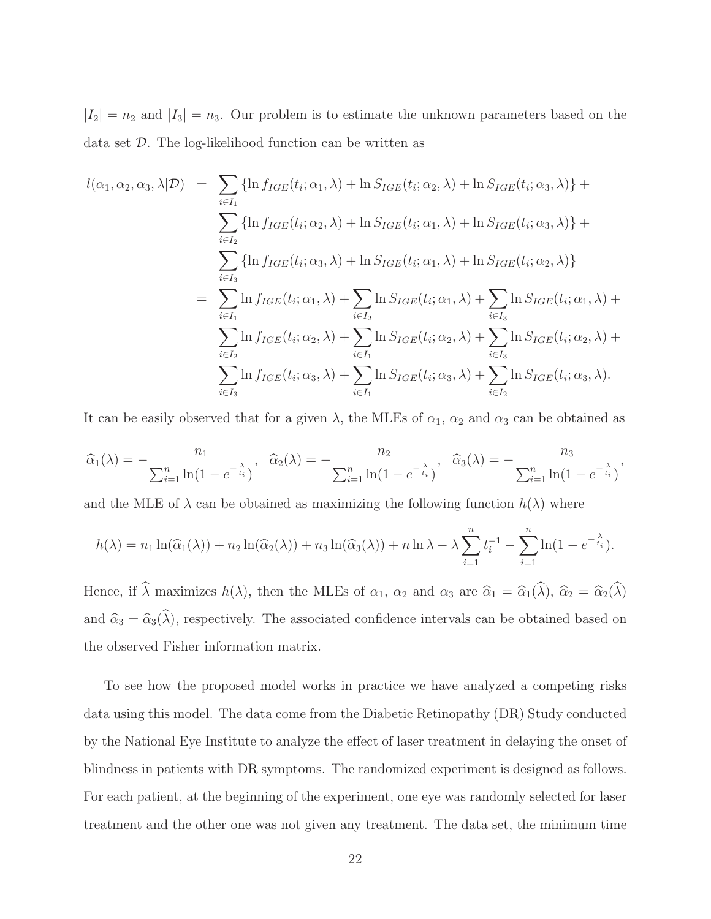$|I_2| = n_2$ and $|I_3| = n_3$. Our problem is to estimate the unknown parameters based on the data set $\mathcal{D}$. The log-likelihood function can be written as

$$
\begin{aligned}
l(\alpha_1, \alpha_2, \alpha_3, \lambda | \mathcal{D}) &= \sum_{i \in I_1} \{\ln f_{IGE}(t_i; \alpha_1, \lambda) + \ln S_{IGE}(t_i; \alpha_2, \lambda) + \ln S_{IGE}(t_i; \alpha_3, \lambda)\} + \\
&\quad \sum_{i \in I_2} \{\ln f_{IGE}(t_i; \alpha_2, \lambda) + \ln S_{IGE}(t_i; \alpha_1, \lambda) + \ln S_{IGE}(t_i; \alpha_3, \lambda)\} + \\
&\quad \sum_{i \in I_3} \{\ln f_{IGE}(t_i; \alpha_3, \lambda) + \ln S_{IGE}(t_i; \alpha_1, \lambda) + \ln S_{IGE}(t_i; \alpha_2, \lambda)\} \\
&= \sum_{i \in I_1} \ln f_{IGE}(t_i; \alpha_1, \lambda) + \sum_{i \in I_2} \ln S_{IGE}(t_i; \alpha_1, \lambda) + \sum_{i \in I_3} \ln S_{IGE}(t_i; \alpha_1, \lambda) + \\
&\quad \sum_{i \in I_2} \ln f_{IGE}(t_i; \alpha_2, \lambda) + \sum_{i \in I_1} \ln S_{IGE}(t_i; \alpha_2, \lambda) + \sum_{i \in I_3} \ln S_{IGE}(t_i; \alpha_2, \lambda) + \\
&\quad \sum_{i \in I_3} \ln f_{IGE}(t_i; \alpha_3, \lambda) + \sum_{i \in I_1} \ln S_{IGE}(t_i; \alpha_3, \lambda) + \sum_{i \in I_2} \ln S_{IGE}(t_i; \alpha_3, \lambda).
\end{aligned}
$$

It can be easily observed that for a given $\lambda$, the MLEs of $\alpha_1$, $\alpha_2$ and $\alpha_3$ can be obtained as

$$
\widehat{\alpha}_1(\lambda) = -\frac{n_1}{\sum_{i=1}^n \ln(1 - e^{-\frac{\lambda}{t_i}})}, \quad \widehat{\alpha}_2(\lambda) = -\frac{n_2}{\sum_{i=1}^n \ln(1 - e^{-\frac{\lambda}{t_i}})}, \quad \widehat{\alpha}_3(\lambda) = -\frac{n_3}{\sum_{i=1}^n \ln(1 - e^{-\frac{\lambda}{t_i}})},
$$

and the MLE of $\lambda$ can be obtained as maximizing the following function $h(\lambda)$ where

$$
h(\lambda) = n_1 \ln(\widehat{\alpha}_1(\lambda)) + n_2 \ln(\widehat{\alpha}_2(\lambda)) + n_3 \ln(\widehat{\alpha}_3(\lambda)) + n \ln \lambda - \lambda \sum_{i=1}^n t_i^{-1} - \sum_{i=1}^n \ln(1 - e^{-\frac{\lambda}{t_i}}).
$$

Hence, if $\widehat{\lambda}$ maximizes $h(\lambda)$, then the MLEs of $\alpha_1$, $\alpha_2$ and $\alpha_3$ are $\widehat{\alpha}_1 = \widehat{\alpha}_1(\widehat{\lambda})$, $\widehat{\alpha}_2 = \widehat{\alpha}_2(\widehat{\lambda})$ and $\widehat{\alpha}_3 = \widehat{\alpha}_3(\widehat{\lambda})$, respectively. The associated confidence intervals can be obtained based on the observed Fisher information matrix.

To see how the proposed model works in practice we have analyzed a competing risks data using this model. The data come from the Diabetic Retinopathy (DR) Study conducted by the National Eye Institute to analyze the effect of laser treatment in delaying the onset of blindness in patients with DR symptoms. The randomized experiment is designed as follows. For each patient, at the beginning of the experiment, one eye was randomly selected for laser treatment and the other one was not given any treatment. The data set, the minimum time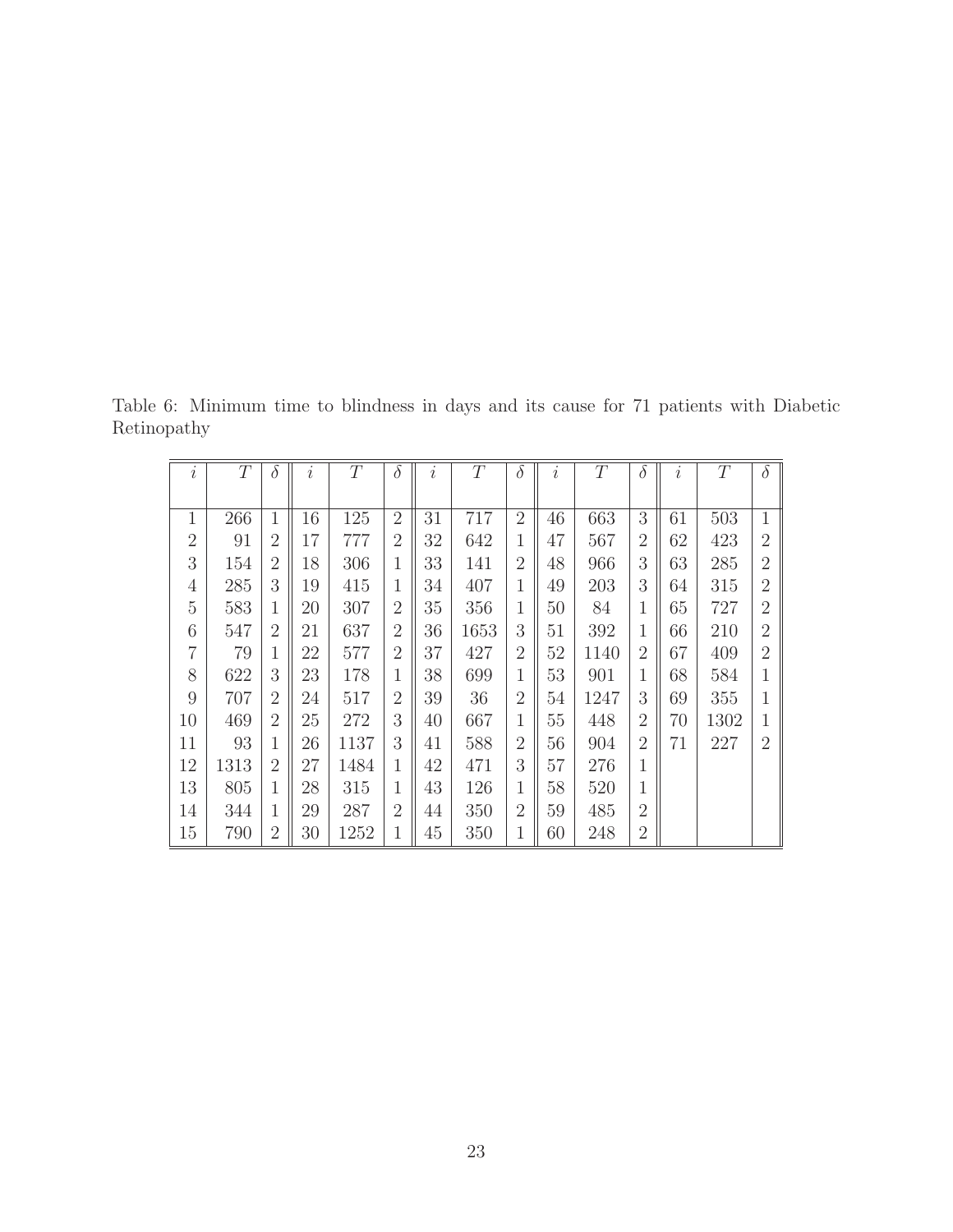Table 6: Minimum time to blindness in days and its cause for 71 patients with Diabetic Retinopathy

| $i$ | $T$ | $\delta$ | $i$ | $T$ | $\delta$ | $i$ | $T$ | $\delta$ | $i$ | $T$ | $\delta$ | $i$ | $T$ | $\delta$ |
|---|---|---|---|---|---|---|---|---|---|---|---|---|---|---|
| 1 | 266 | 1 | 16 | 125 | 2 | 31 | 717 | 2 | 46 | 663 | 3 | 61 | 503 | 1 |
| 2 | 91 | 2 | 17 | 777 | 2 | 32 | 642 | 1 | 47 | 567 | 2 | 62 | 423 | 2 |
| 3 | 154 | 2 | 18 | 306 | 1 | 33 | 141 | 2 | 48 | 966 | 3 | 63 | 285 | 2 |
| 4 | 285 | 3 | 19 | 415 | 1 | 34 | 407 | 1 | 49 | 203 | 3 | 64 | 315 | 2 |
| 5 | 583 | 1 | 20 | 307 | 2 | 35 | 356 | 1 | 50 | 84 | 1 | 65 | 727 | 2 |
| 6 | 547 | 2 | 21 | 637 | 2 | 36 | 1653 | 3 | 51 | 392 | 1 | 66 | 210 | 2 |
| 7 | 79 | 1 | 22 | 577 | 2 | 37 | 427 | 2 | 52 | 1140 | 2 | 67 | 409 | 2 |
| 8 | 622 | 3 | 23 | 178 | 1 | 38 | 699 | 1 | 53 | 901 | 1 | 68 | 584 | 1 |
| 9 | 707 | 2 | 24 | 517 | 2 | 39 | 36 | 2 | 54 | 1247 | 3 | 69 | 355 | 1 |
| 10 | 469 | 2 | 25 | 272 | 3 | 40 | 667 | 1 | 55 | 448 | 2 | 70 | 1302 | 1 |
| 11 | 93 | 1 | 26 | 1137 | 3 | 41 | 588 | 2 | 56 | 904 | 2 | 71 | 227 | 2 |
| 12 | 1313 | 2 | 27 | 1484 | 1 | 42 | 471 | 3 | 57 | 276 | 1 | | | |
| 13 | 805 | 1 | 28 | 315 | 1 | 43 | 126 | 1 | 58 | 520 | 1 | | | |
| 14 | 344 | 1 | 29 | 287 | 2 | 44 | 350 | 2 | 59 | 485 | 2 | | | |
| 15 | 790 | 2 | 30 | 1252 | 1 | 45 | 350 | 1 | 60 | 248 | 2 | | | |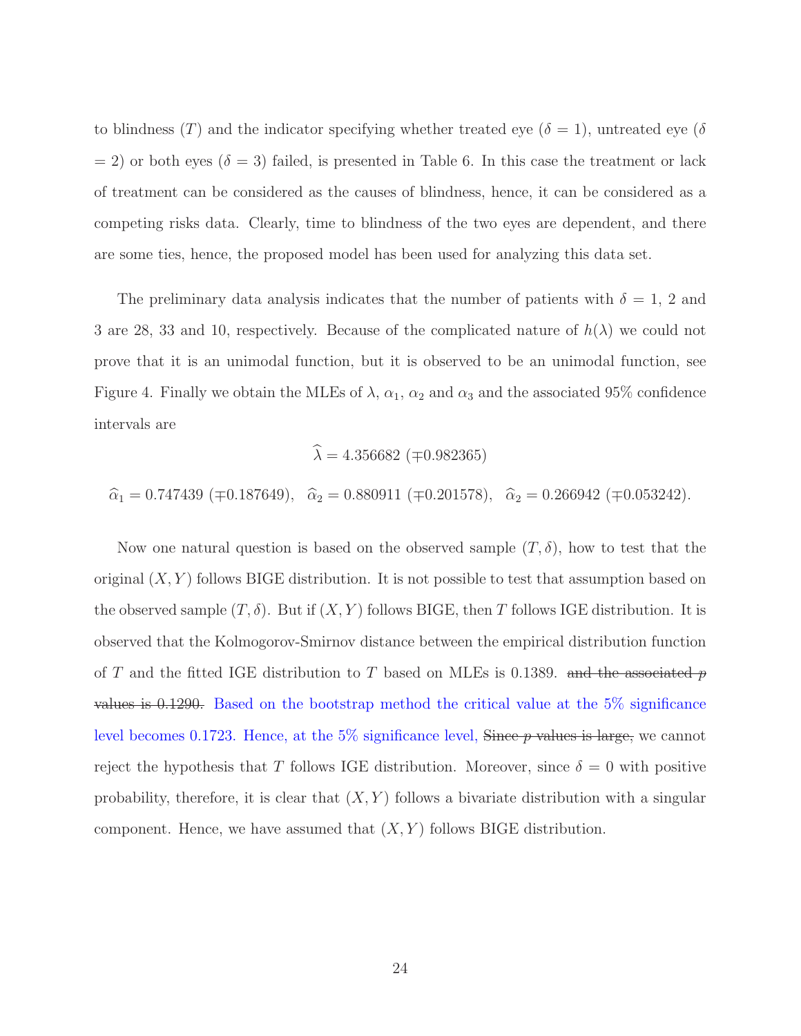to blindness ($T$) and the indicator specifying whether treated eye ($\delta = 1$), untreated eye ($\delta = 2$) or both eyes ($\delta = 3$) failed, is presented in Table 6. In this case the treatment or lack of treatment can be considered as the causes of blindness, hence, it can be considered as a competing risks data. Clearly, time to blindness of the two eyes are dependent, and there are some ties, hence, the proposed model has been used for analyzing this data set.

The preliminary data analysis indicates that the number of patients with $\delta = 1$, 2 and 3 are 28, 33 and 10, respectively. Because of the complicated nature of $h(\lambda)$ we could not prove that it is an unimodal function, but it is observed to be an unimodal function, see Figure 4. Finally we obtain the MLEs of $\lambda$, $\alpha_1$, $\alpha_2$ and $\alpha_3$ and the associated 95% confidence intervals are

$$\widehat{\lambda} = 4.356682 \ (\mp 0.982365)$$

$$\widehat{\alpha}_1 = 0.747439 \ (\mp 0.187649), \quad \widehat{\alpha}_2 = 0.880911 \ (\mp 0.201578), \quad \widehat{\alpha}_2 = 0.266942 \ (\mp 0.053242).$$

Now one natural question is based on the observed sample $(T, \delta)$, how to test that the original $(X, Y)$ follows BIGE distribution. It is not possible to test that assumption based on the observed sample $(T, \delta)$. But if $(X, Y)$ follows BIGE, then $T$ follows IGE distribution. It is observed that the Kolmogorov-Smirnov distance between the empirical distribution function of $T$ and the fitted IGE distribution to $T$ based on MLEs is 0.1389. ~~and the associated $p$ values is 0.1290.~~ Based on the bootstrap method the critical value at the 5% significance level becomes 0.1723. Hence, at the 5% significance level, ~~Since $p$ values is large,~~ we cannot reject the hypothesis that $T$ follows IGE distribution. Moreover, since $\delta = 0$ with positive probability, therefore, it is clear that $(X, Y)$ follows a bivariate distribution with a singular component. Hence, we have assumed that $(X, Y)$ follows BIGE distribution.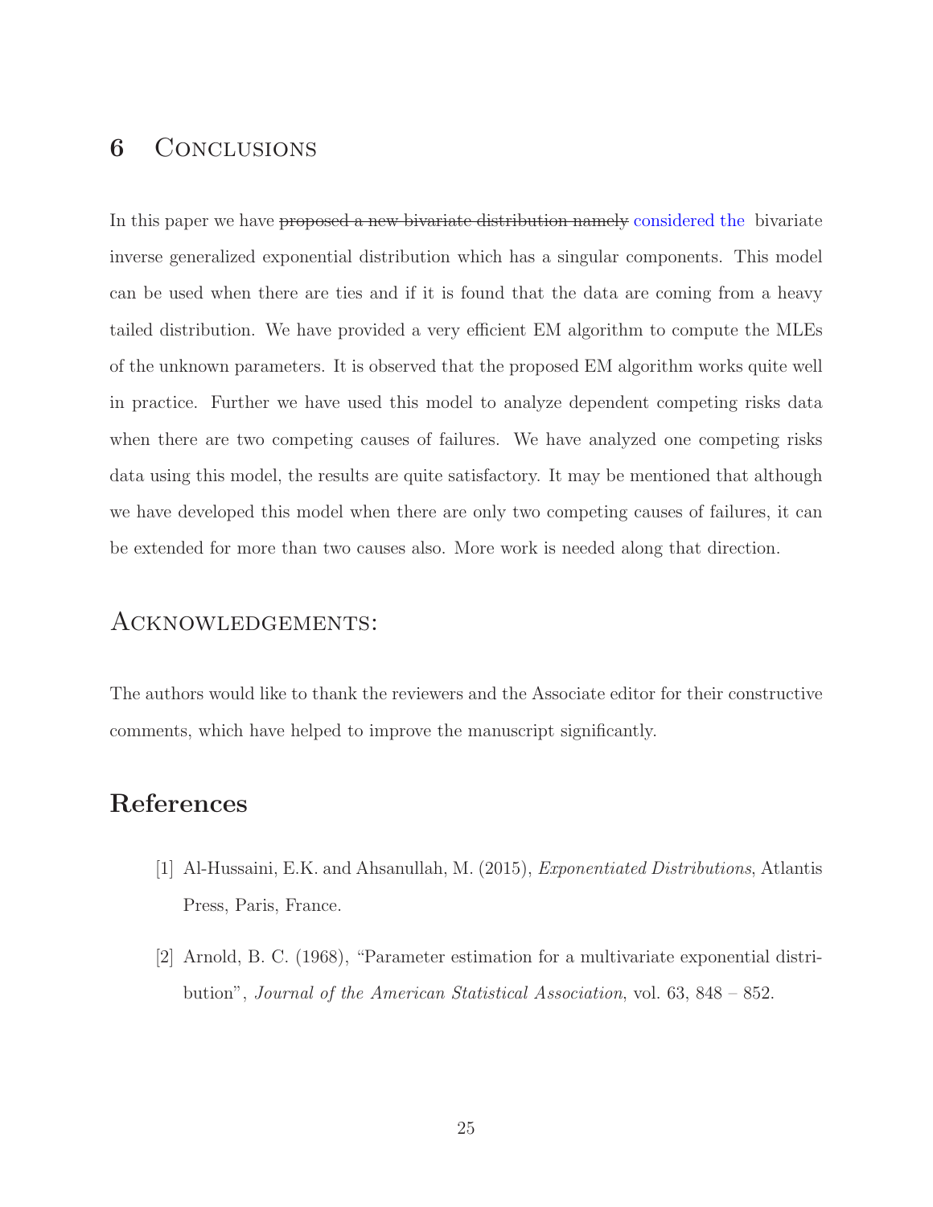## 6 Conclusions

In this paper we have ~~proposed a new bivariate distribution namely~~ considered the bivariate inverse generalized exponential distribution which has a singular components. This model can be used when there are ties and if it is found that the data are coming from a heavy tailed distribution. We have provided a very efficient EM algorithm to compute the MLEs of the unknown parameters. It is observed that the proposed EM algorithm works quite well in practice. Further we have used this model to analyze dependent competing risks data when there are two competing causes of failures. We have analyzed one competing risks data using this model, the results are quite satisfactory. It may be mentioned that although we have developed this model when there are only two competing causes of failures, it can be extended for more than two causes also. More work is needed along that direction.

## Acknowledgements:

The authors would like to thank the reviewers and the Associate editor for their constructive comments, which have helped to improve the manuscript significantly.

## References

[1] Al-Hussaini, E.K. and Ahsanullah, M. (2015), *Exponentiated Distributions*, Atlantis Press, Paris, France.

[2] Arnold, B. C. (1968), "Parameter estimation for a multivariate exponential distribution", *Journal of the American Statistical Association*, vol. 63, 848 – 852.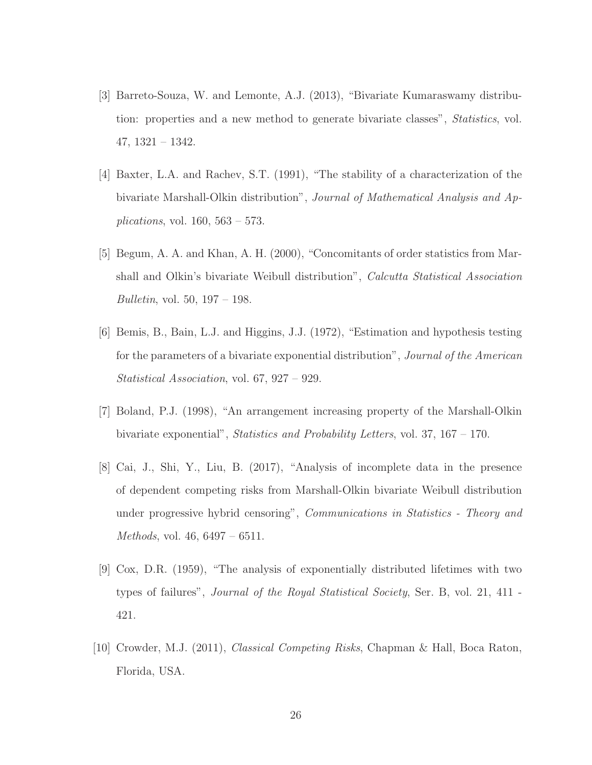[3] Barreto-Souza, W. and Lemonte, A.J. (2013), "Bivariate Kumaraswamy distribution: properties and a new method to generate bivariate classes", *Statistics*, vol. 47, 1321 – 1342.

[4] Baxter, L.A. and Rachev, S.T. (1991), "The stability of a characterization of the bivariate Marshall-Olkin distribution", *Journal of Mathematical Analysis and Applications*, vol. 160, 563 – 573.

[5] Begum, A. A. and Khan, A. H. (2000), "Concomitants of order statistics from Marshall and Olkin's bivariate Weibull distribution", *Calcutta Statistical Association Bulletin*, vol. 50, 197 – 198.

[6] Bemis, B., Bain, L.J. and Higgins, J.J. (1972), "Estimation and hypothesis testing for the parameters of a bivariate exponential distribution", *Journal of the American Statistical Association*, vol. 67, 927 – 929.

[7] Boland, P.J. (1998), "An arrangement increasing property of the Marshall-Olkin bivariate exponential", *Statistics and Probability Letters*, vol. 37, 167 – 170.

[8] Cai, J., Shi, Y., Liu, B. (2017), "Analysis of incomplete data in the presence of dependent competing risks from Marshall-Olkin bivariate Weibull distribution under progressive hybrid censoring", *Communications in Statistics - Theory and Methods*, vol. 46, 6497 – 6511.

[9] Cox, D.R. (1959), "The analysis of exponentially distributed lifetimes with two types of failures", *Journal of the Royal Statistical Society*, Ser. B, vol. 21, 411 - 421.

[10] Crowder, M.J. (2011), *Classical Competing Risks*, Chapman & Hall, Boca Raton, Florida, USA.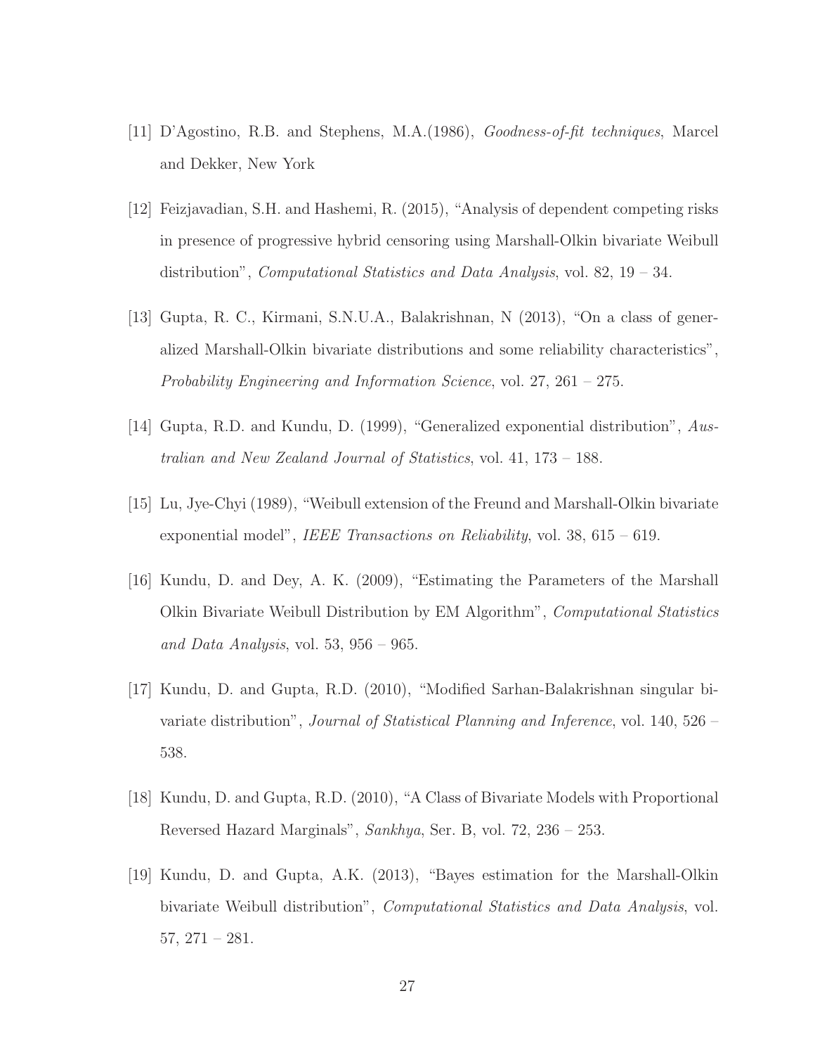[11] D'Agostino, R.B. and Stephens, M.A.(1986), *Goodness-of-fit techniques*, Marcel and Dekker, New York

[12] Feizjavadian, S.H. and Hashemi, R. (2015), "Analysis of dependent competing risks in presence of progressive hybrid censoring using Marshall-Olkin bivariate Weibull distribution", *Computational Statistics and Data Analysis*, vol. 82, 19 – 34.

[13] Gupta, R. C., Kirmani, S.N.U.A., Balakrishnan, N (2013), "On a class of generalized Marshall-Olkin bivariate distributions and some reliability characteristics", *Probability Engineering and Information Science*, vol. 27, 261 – 275.

[14] Gupta, R.D. and Kundu, D. (1999), "Generalized exponential distribution", *Australian and New Zealand Journal of Statistics*, vol. 41, 173 – 188.

[15] Lu, Jye-Chyi (1989), "Weibull extension of the Freund and Marshall-Olkin bivariate exponential model", *IEEE Transactions on Reliability*, vol. 38, 615 – 619.

[16] Kundu, D. and Dey, A. K. (2009), "Estimating the Parameters of the Marshall Olkin Bivariate Weibull Distribution by EM Algorithm", *Computational Statistics and Data Analysis*, vol. 53, 956 – 965.

[17] Kundu, D. and Gupta, R.D. (2010), "Modified Sarhan-Balakrishnan singular bivariate distribution", *Journal of Statistical Planning and Inference*, vol. 140, 526 – 538.

[18] Kundu, D. and Gupta, R.D. (2010), "A Class of Bivariate Models with Proportional Reversed Hazard Marginals", *Sankhya*, Ser. B, vol. 72, 236 – 253.

[19] Kundu, D. and Gupta, A.K. (2013), "Bayes estimation for the Marshall-Olkin bivariate Weibull distribution", *Computational Statistics and Data Analysis*, vol. 57, 271 – 281.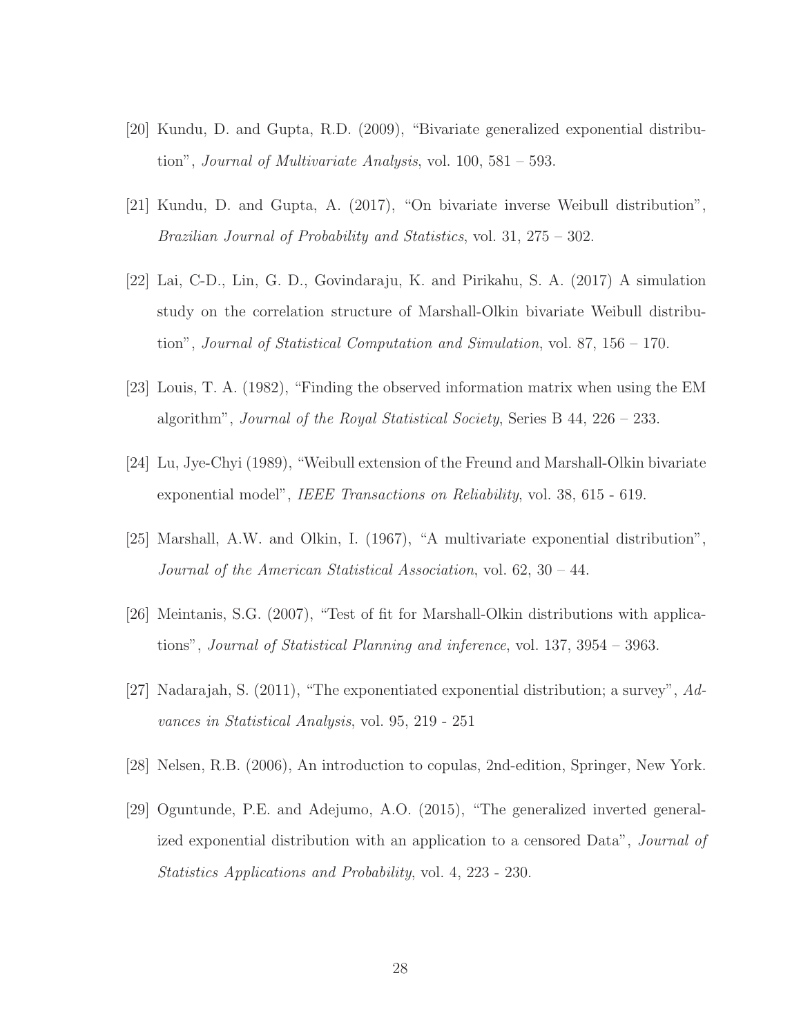[20] Kundu, D. and Gupta, R.D. (2009), "Bivariate generalized exponential distribution", *Journal of Multivariate Analysis*, vol. 100, 581 – 593.

[21] Kundu, D. and Gupta, A. (2017), "On bivariate inverse Weibull distribution", *Brazilian Journal of Probability and Statistics*, vol. 31, 275 – 302.

[22] Lai, C-D., Lin, G. D., Govindaraju, K. and Pirikahu, S. A. (2017) A simulation study on the correlation structure of Marshall-Olkin bivariate Weibull distribution", *Journal of Statistical Computation and Simulation*, vol. 87, 156 – 170.

[23] Louis, T. A. (1982), "Finding the observed information matrix when using the EM algorithm", *Journal of the Royal Statistical Society*, Series B 44, 226 – 233.

[24] Lu, Jye-Chyi (1989), "Weibull extension of the Freund and Marshall-Olkin bivariate exponential model", *IEEE Transactions on Reliability*, vol. 38, 615 - 619.

[25] Marshall, A.W. and Olkin, I. (1967), "A multivariate exponential distribution", *Journal of the American Statistical Association*, vol. 62, 30 – 44.

[26] Meintanis, S.G. (2007), "Test of fit for Marshall-Olkin distributions with applications", *Journal of Statistical Planning and inference*, vol. 137, 3954 – 3963.

[27] Nadarajah, S. (2011), "The exponentiated exponential distribution; a survey", *Advances in Statistical Analysis*, vol. 95, 219 - 251

[28] Nelsen, R.B. (2006), An introduction to copulas, 2nd-edition, Springer, New York.

[29] Oguntunde, P.E. and Adejumo, A.O. (2015), "The generalized inverted generalized exponential distribution with an application to a censored Data", *Journal of Statistics Applications and Probability*, vol. 4, 223 - 230.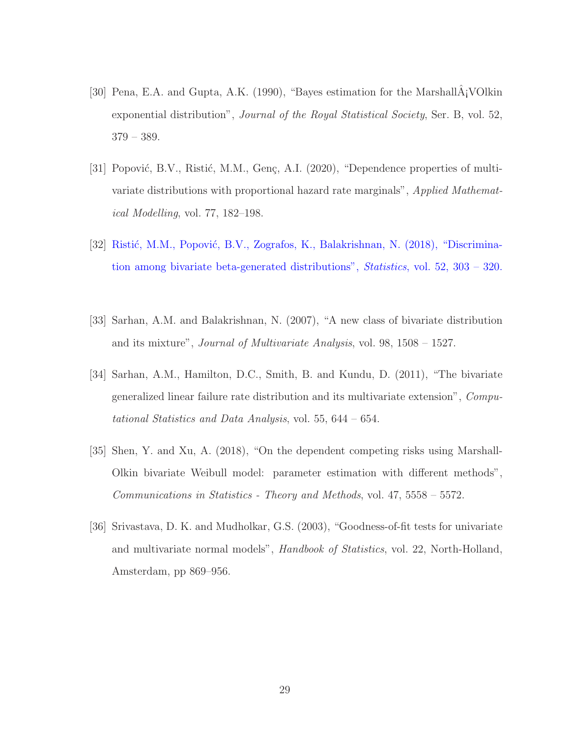[30] Pena, E.A. and Gupta, A.K. (1990), "Bayes estimation for the MarshallÂ¡VOlkin exponential distribution", *Journal of the Royal Statistical Society*, Ser. B, vol. 52, 379 – 389.

[31] Popović, B.V., Ristić, M.M., Genç, A.I. (2020), "Dependence properties of multivariate distributions with proportional hazard rate marginals", *Applied Mathematical Modelling*, vol. 77, 182–198.

[32] Ristić, M.M., Popović, B.V., Zografos, K., Balakrishnan, N. (2018), "Discrimination among bivariate beta-generated distributions", *Statistics*, vol. 52, 303 – 320.

[33] Sarhan, A.M. and Balakrishnan, N. (2007), "A new class of bivariate distribution and its mixture", *Journal of Multivariate Analysis*, vol. 98, 1508 – 1527.

[34] Sarhan, A.M., Hamilton, D.C., Smith, B. and Kundu, D. (2011), "The bivariate generalized linear failure rate distribution and its multivariate extension", *Computational Statistics and Data Analysis*, vol. 55, 644 – 654.

[35] Shen, Y. and Xu, A. (2018), "On the dependent competing risks using Marshall-Olkin bivariate Weibull model: parameter estimation with different methods", *Communications in Statistics - Theory and Methods*, vol. 47, 5558 – 5572.

[36] Srivastava, D. K. and Mudholkar, G.S. (2003), "Goodness-of-fit tests for univariate and multivariate normal models", *Handbook of Statistics*, vol. 22, North-Holland, Amsterdam, pp 869–956.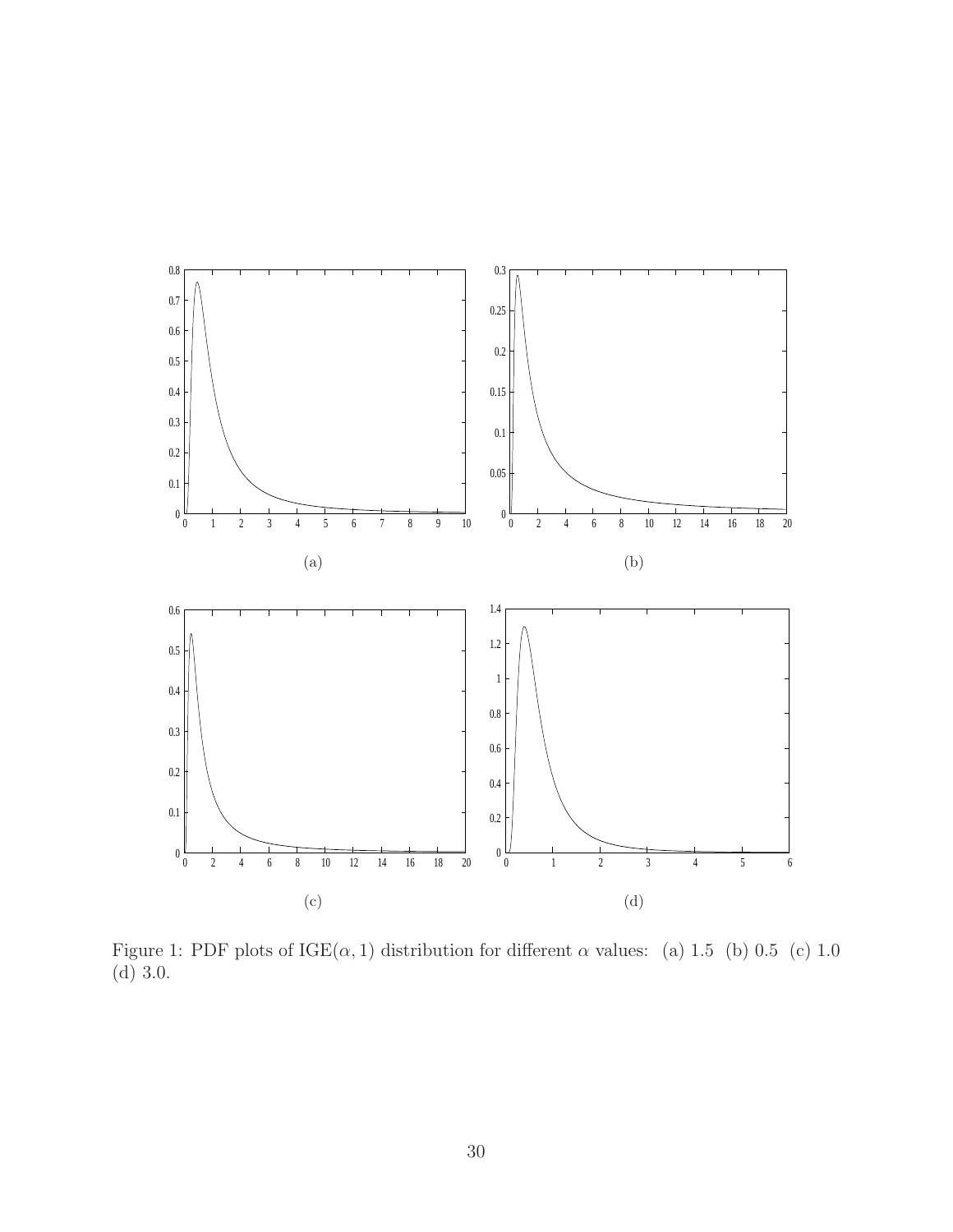Figure 1: PDF plots of IGE$(\alpha, 1)$ distribution for different $\alpha$ values: (a) 1.5 (b) 0.5 (c) 1.0 (d) 3.0.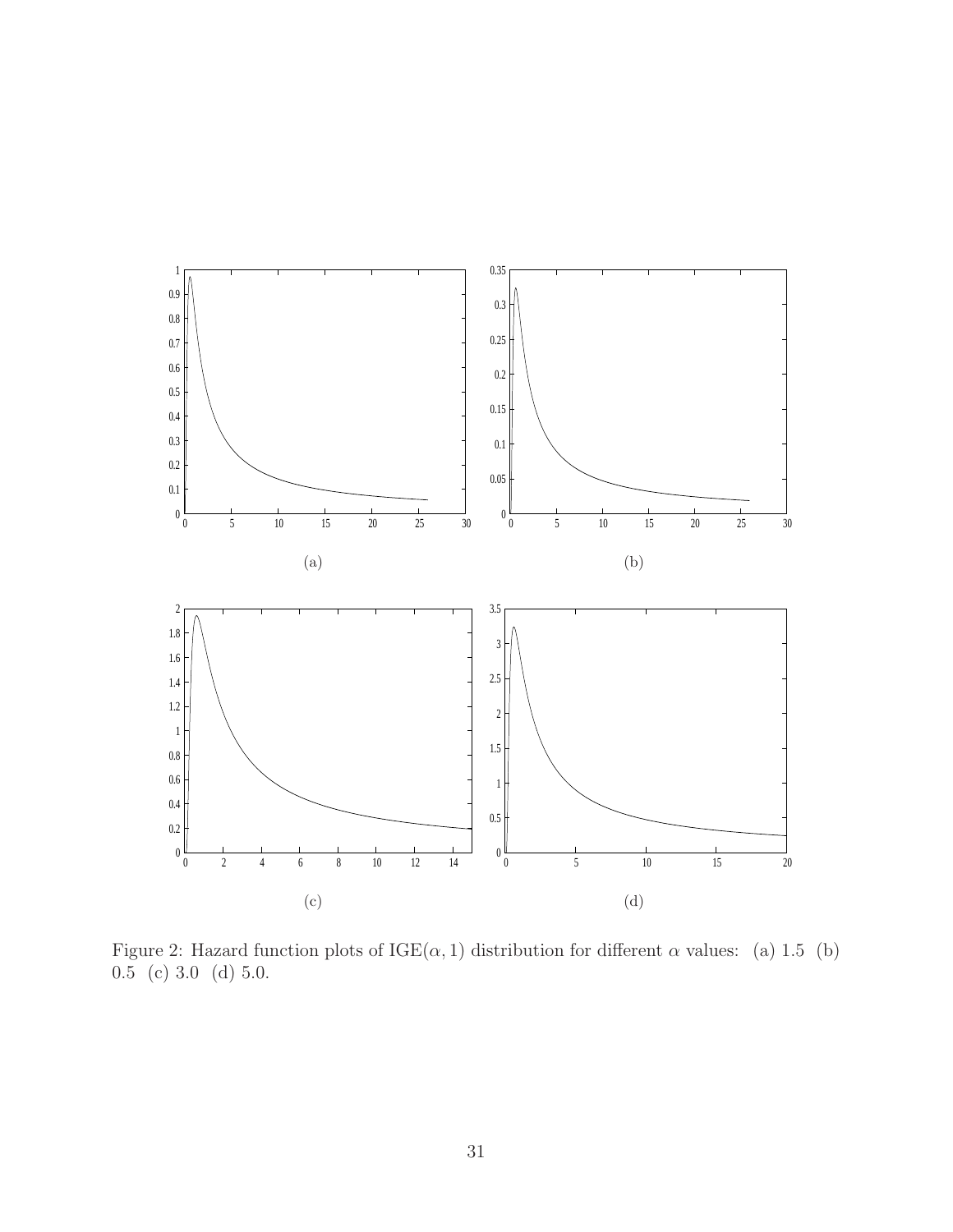(a)

(b)

(c)

(d)

Figure 2: Hazard function plots of IGE($\alpha$, 1) distribution for different $\alpha$ values: (a) 1.5 (b) 0.5 (c) 3.0 (d) 5.0.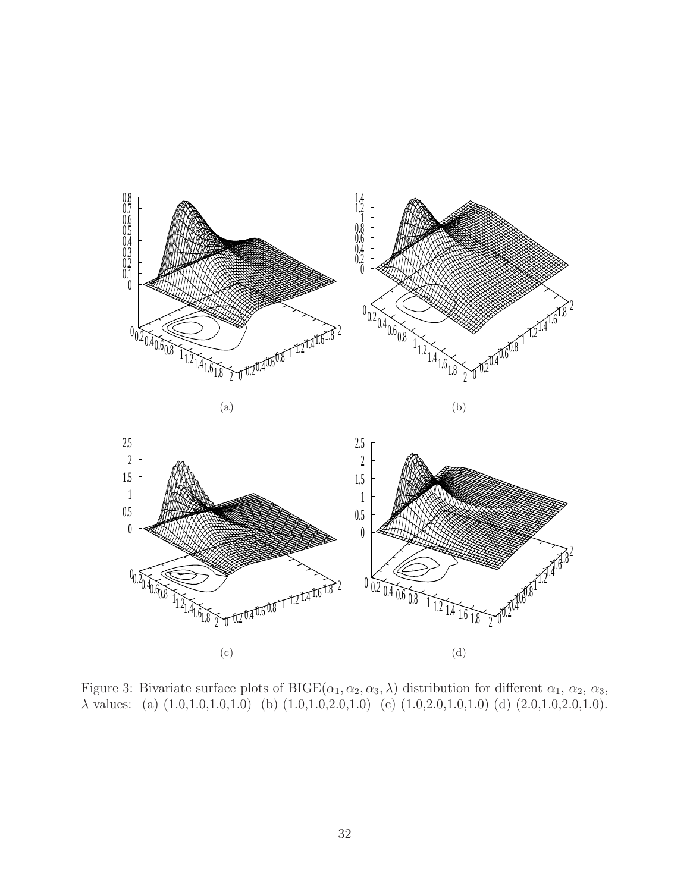(a)

(b)

(c)

(d)

Figure 3: Bivariate surface plots of BIGE($\alpha_1, \alpha_2, \alpha_3, \lambda$) distribution for different $\alpha_1$, $\alpha_2$, $\alpha_3$, $\lambda$ values: (a) (1.0,1.0,1.0,1.0) (b) (1.0,1.0,2.0,1.0) (c) (1.0,2.0,1.0,1.0) (d) (2.0,1.0,2.0,1.0).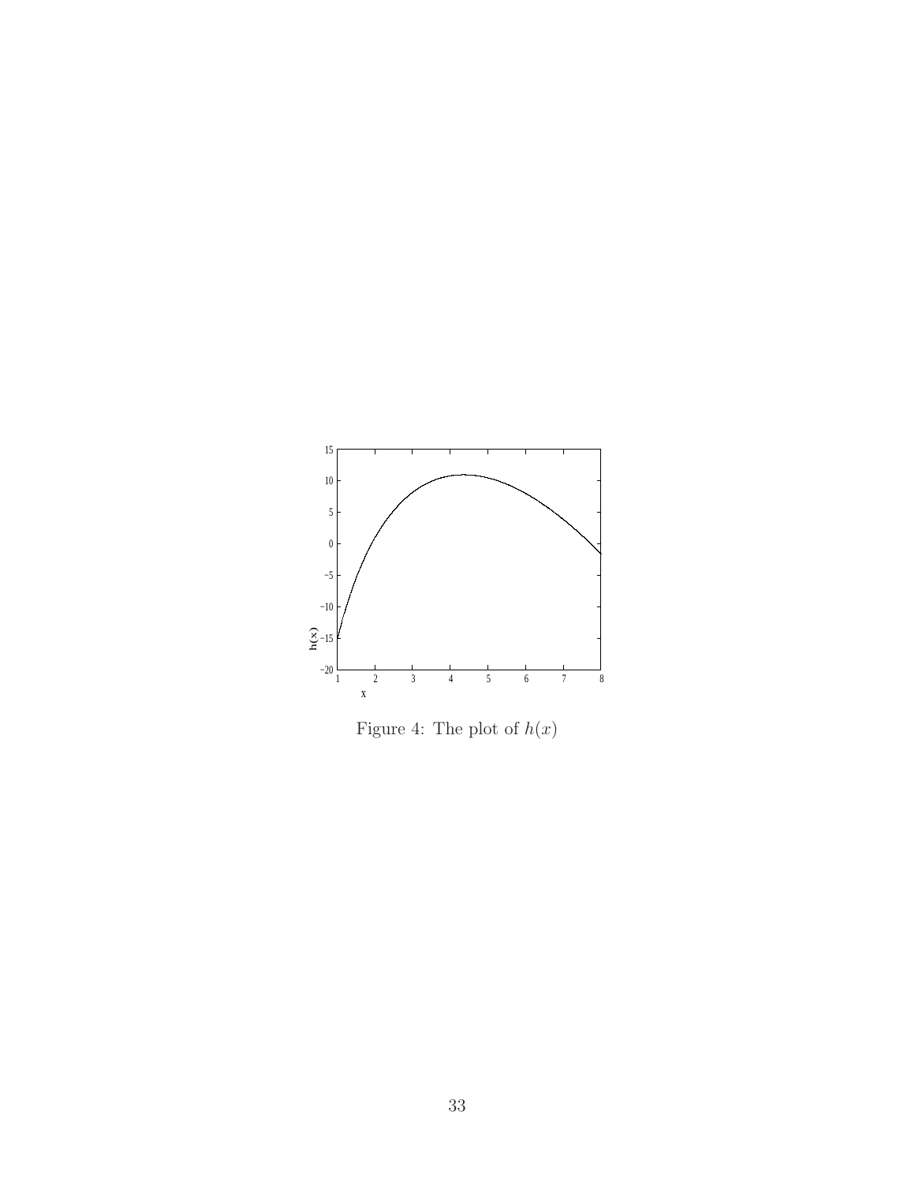15
10
5
0
−5
−10
−15
−20
h(x)
1 2 3 4 5 6 7 8
x

Figure 4: The plot of $h(x)$